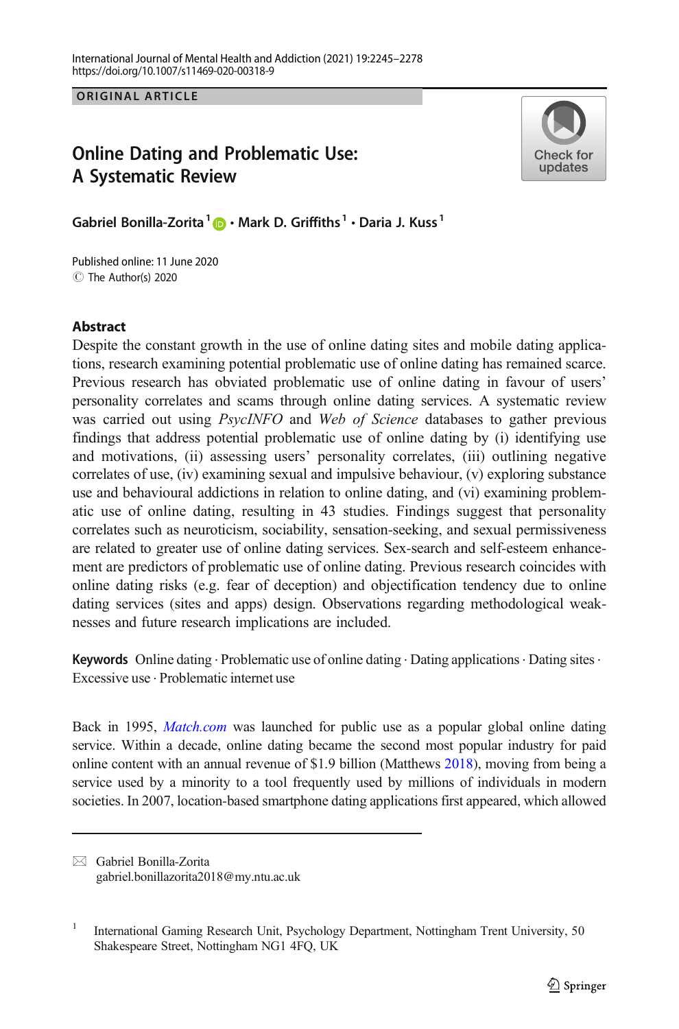ORIGINAL ARTICLE

# Online Dating and Problematic Use: A Systematic Review

**Gabriel Bonilla-Zorita[1] · Mark D. Griffiths[1] · Daria J. Kuss[1]**

Published online: 11 June 2020
© The Author(s) 2020

## Abstract

Despite the constant growth in the use of online dating sites and mobile dating applications, research examining potential problematic use of online dating has remained scarce. Previous research has obviated problematic use of online dating in favour of users' personality correlates and scams through online dating services. A systematic review was carried out using *PsycINFO* and *Web of Science* databases to gather previous findings that address potential problematic use of online dating by (i) identifying use and motivations, (ii) assessing users' personality correlates, (iii) outlining negative correlates of use, (iv) examining sexual and impulsive behaviour, (v) exploring substance use and behavioural addictions in relation to online dating, and (vi) examining problematic use of online dating, resulting in 43 studies. Findings suggest that personality correlates such as neuroticism, sociability, sensation-seeking, and sexual permissiveness are related to greater use of online dating services. Sex-search and self-esteem enhancement are predictors of problematic use of online dating. Previous research coincides with online dating risks (e.g. fear of deception) and objectification tendency due to online dating services (sites and apps) design. Observations regarding methodological weaknesses and future research implications are included.

**Keywords** Online dating · Problematic use of online dating · Dating applications · Dating sites · Excessive use · Problematic internet use

Back in 1995, *Match.com* was launched for public use as a popular global online dating service. Within a decade, online dating became the second most popular industry for paid online content with an annual revenue of $1.9 billion (Matthews 2018), moving from being a service used by a minority to a tool frequently used by millions of individuals in modern societies. In 2007, location-based smartphone dating applications first appeared, which allowed

---

✉ Gabriel Bonilla-Zorita
gabriel.bonillazorita2018@my.ntu.ac.uk

[1] International Gaming Research Unit, Psychology Department, Nottingham Trent University, 50 Shakespeare Street, Nottingham NG1 4FQ, UK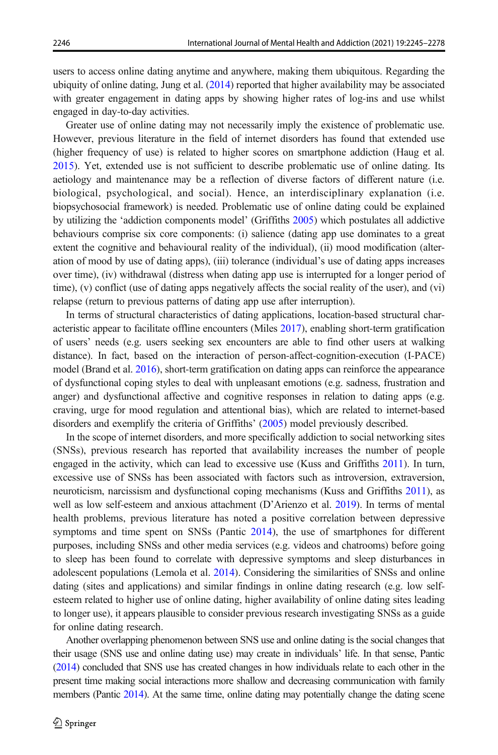users to access online dating anytime and anywhere, making them ubiquitous. Regarding the ubiquity of online dating, Jung et al. (2014) reported that higher availability may be associated with greater engagement in dating apps by showing higher rates of log-ins and use whilst engaged in day-to-day activities.

Greater use of online dating may not necessarily imply the existence of problematic use. However, previous literature in the field of internet disorders has found that extended use (higher frequency of use) is related to higher scores on smartphone addiction (Haug et al. 2015). Yet, extended use is not sufficient to describe problematic use of online dating. Its aetiology and maintenance may be a reflection of diverse factors of different nature (i.e. biological, psychological, and social). Hence, an interdisciplinary explanation (i.e. biopsychosocial framework) is needed. Problematic use of online dating could be explained by utilizing the 'addiction components model' (Griffiths 2005) which postulates all addictive behaviours comprise six core components: (i) salience (dating app use dominates to a great extent the cognitive and behavioural reality of the individual), (ii) mood modification (alteration of mood by use of dating apps), (iii) tolerance (individual's use of dating apps increases over time), (iv) withdrawal (distress when dating app use is interrupted for a longer period of time), (v) conflict (use of dating apps negatively affects the social reality of the user), and (vi) relapse (return to previous patterns of dating app use after interruption).

In terms of structural characteristics of dating applications, location-based structural characteristic appear to facilitate offline encounters (Miles 2017), enabling short-term gratification of users' needs (e.g. users seeking sex encounters are able to find other users at walking distance). In fact, based on the interaction of person-affect-cognition-execution (I-PACE) model (Brand et al. 2016), short-term gratification on dating apps can reinforce the appearance of dysfunctional coping styles to deal with unpleasant emotions (e.g. sadness, frustration and anger) and dysfunctional affective and cognitive responses in relation to dating apps (e.g. craving, urge for mood regulation and attentional bias), which are related to internet-based disorders and exemplify the criteria of Griffiths' (2005) model previously described.

In the scope of internet disorders, and more specifically addiction to social networking sites (SNSs), previous research has reported that availability increases the number of people engaged in the activity, which can lead to excessive use (Kuss and Griffiths 2011). In turn, excessive use of SNSs has been associated with factors such as introversion, extraversion, neuroticism, narcissism and dysfunctional coping mechanisms (Kuss and Griffiths 2011), as well as low self-esteem and anxious attachment (D'Arienzo et al. 2019). In terms of mental health problems, previous literature has noted a positive correlation between depressive symptoms and time spent on SNSs (Pantic 2014), the use of smartphones for different purposes, including SNSs and other media services (e.g. videos and chatrooms) before going to sleep has been found to correlate with depressive symptoms and sleep disturbances in adolescent populations (Lemola et al. 2014). Considering the similarities of SNSs and online dating (sites and applications) and similar findings in online dating research (e.g. low self-esteem related to higher use of online dating, higher availability of online dating sites leading to longer use), it appears plausible to consider previous research investigating SNSs as a guide for online dating research.

Another overlapping phenomenon between SNS use and online dating is the social changes that their usage (SNS use and online dating use) may create in individuals' life. In that sense, Pantic (2014) concluded that SNS use has created changes in how individuals relate to each other in the present time making social interactions more shallow and decreasing communication with family members (Pantic 2014). At the same time, online dating may potentially change the dating scene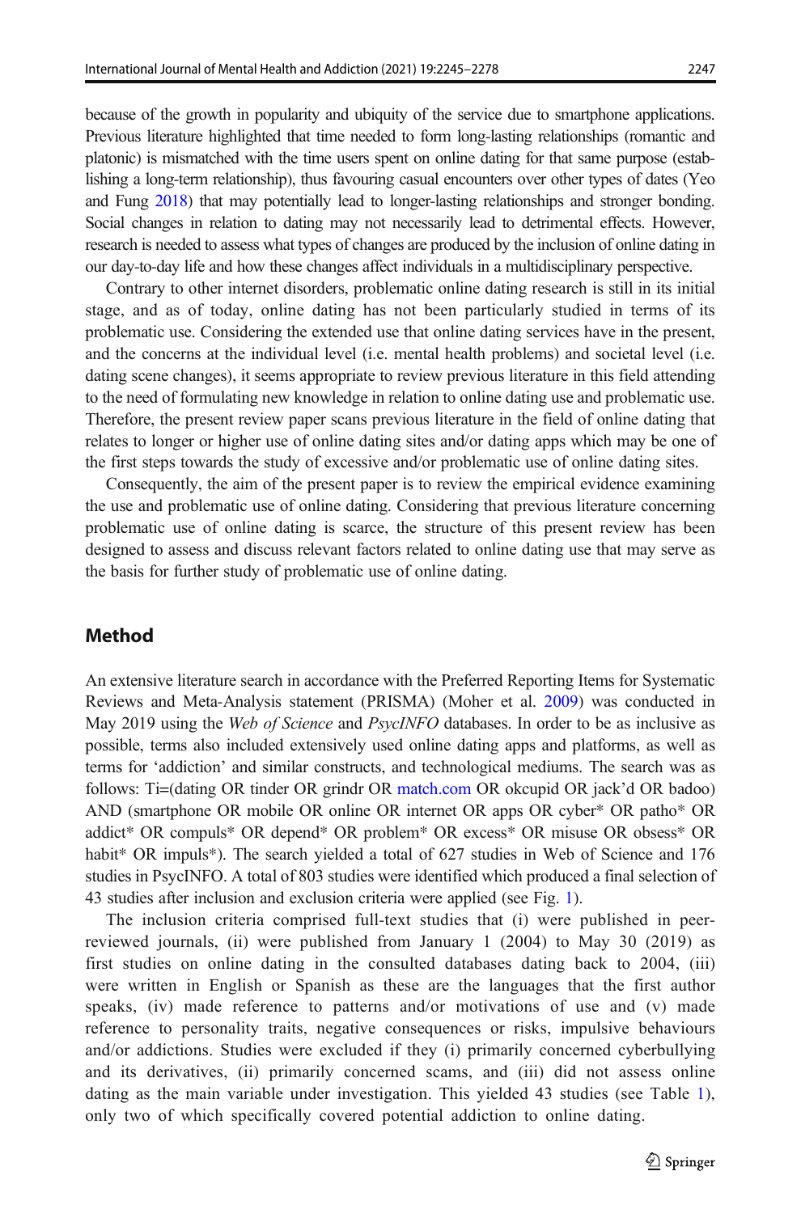because of the growth in popularity and ubiquity of the service due to smartphone applications. Previous literature highlighted that time needed to form long-lasting relationships (romantic and platonic) is mismatched with the time users spent on online dating for that same purpose (establishing a long-term relationship), thus favouring casual encounters over other types of dates (Yeo and Fung 2018) that may potentially lead to longer-lasting relationships and stronger bonding. Social changes in relation to dating may not necessarily lead to detrimental effects. However, research is needed to assess what types of changes are produced by the inclusion of online dating in our day-to-day life and how these changes affect individuals in a multidisciplinary perspective.

Contrary to other internet disorders, problematic online dating research is still in its initial stage, and as of today, online dating has not been particularly studied in terms of its problematic use. Considering the extended use that online dating services have in the present, and the concerns at the individual level (i.e. mental health problems) and societal level (i.e. dating scene changes), it seems appropriate to review previous literature in this field attending to the need of formulating new knowledge in relation to online dating use and problematic use. Therefore, the present review paper scans previous literature in the field of online dating that relates to longer or higher use of online dating sites and/or dating apps which may be one of the first steps towards the study of excessive and/or problematic use of online dating sites.

Consequently, the aim of the present paper is to review the empirical evidence examining the use and problematic use of online dating. Considering that previous literature concerning problematic use of online dating is scarce, the structure of this present review has been designed to assess and discuss relevant factors related to online dating use that may serve as the basis for further study of problematic use of online dating.

## Method

An extensive literature search in accordance with the Preferred Reporting Items for Systematic Reviews and Meta-Analysis statement (PRISMA) (Moher et al. 2009) was conducted in May 2019 using the *Web of Science* and *PsycINFO* databases. In order to be as inclusive as possible, terms also included extensively used online dating apps and platforms, as well as terms for 'addiction' and similar constructs, and technological mediums. The search was as follows: Ti=(dating OR tinder OR grindr OR match.com OR okcupid OR jack'd OR badoo) AND (smartphone OR mobile OR online OR internet OR apps OR cyber* OR patho* OR addict* OR compuls* OR depend* OR problem* OR excess* OR misuse OR obsess* OR habit* OR impuls*). The search yielded a total of 627 studies in Web of Science and 176 studies in PsycINFO. A total of 803 studies were identified which produced a final selection of 43 studies after inclusion and exclusion criteria were applied (see Fig. 1).

The inclusion criteria comprised full-text studies that (i) were published in peer-reviewed journals, (ii) were published from January 1 (2004) to May 30 (2019) as first studies on online dating in the consulted databases dating back to 2004, (iii) were written in English or Spanish as these are the languages that the first author speaks, (iv) made reference to patterns and/or motivations of use and (v) made reference to personality traits, negative consequences or risks, impulsive behaviours and/or addictions. Studies were excluded if they (i) primarily concerned cyberbullying and its derivatives, (ii) primarily concerned scams, and (iii) did not assess online dating as the main variable under investigation. This yielded 43 studies (see Table 1), only two of which specifically covered potential addiction to online dating.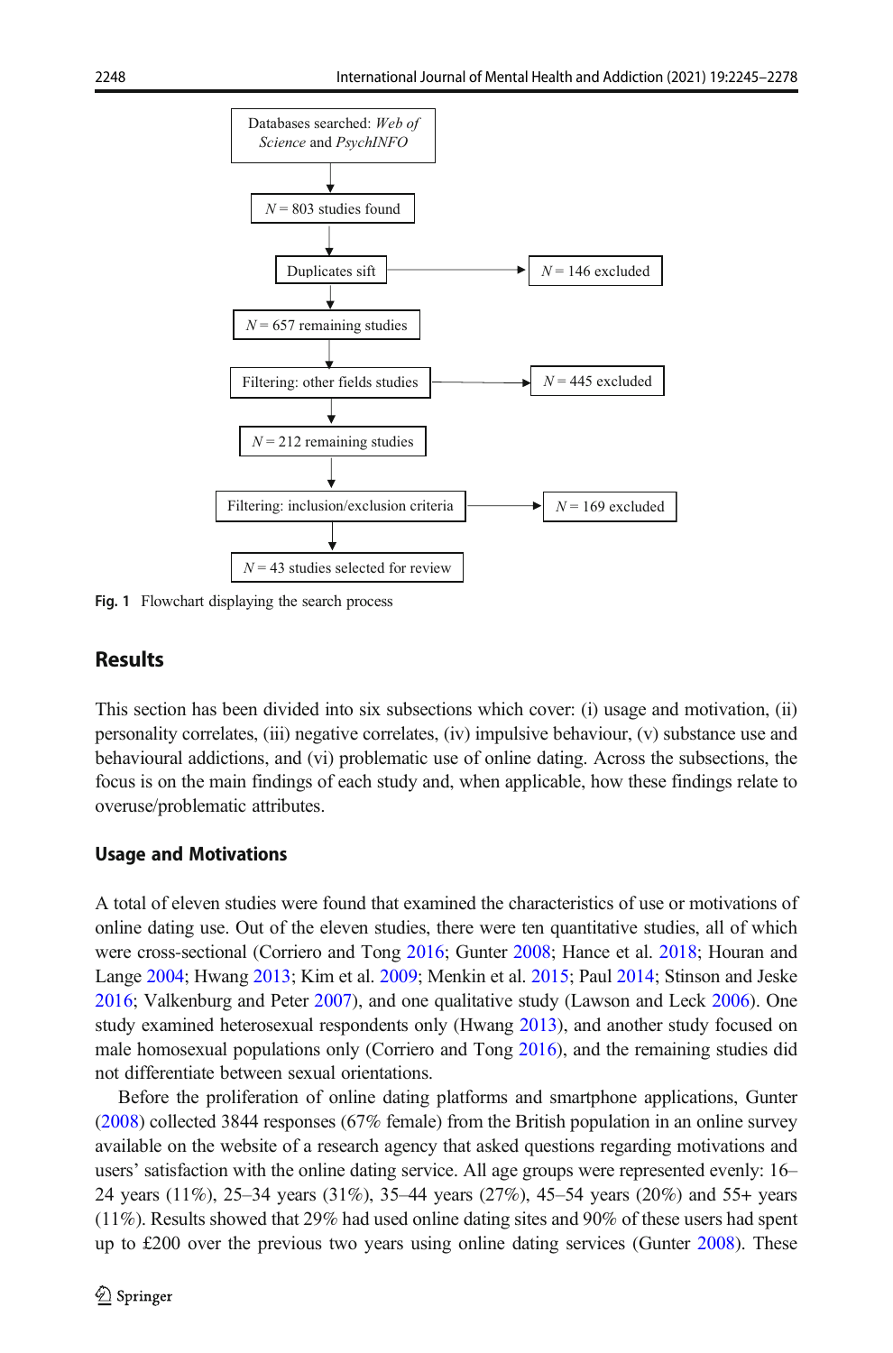Databases searched: *Web of Science* and *PsychINFO*

↓

*N* = 803 studies found

↓

Duplicates sift → *N* = 146 excluded

↓

*N* = 657 remaining studies

↓

Filtering: other fields studies → *N* = 445 excluded

↓

*N* = 212 remaining studies

↓

Filtering: inclusion/exclusion criteria → *N* = 169 excluded

↓

*N* = 43 studies selected for review

**Fig. 1** Flowchart displaying the search process

## Results

This section has been divided into six subsections which cover: (i) usage and motivation, (ii) personality correlates, (iii) negative correlates, (iv) impulsive behaviour, (v) substance use and behavioural addictions, and (vi) problematic use of online dating. Across the subsections, the focus is on the main findings of each study and, when applicable, how these findings relate to overuse/problematic attributes.

### Usage and Motivations

A total of eleven studies were found that examined the characteristics of use or motivations of online dating use. Out of the eleven studies, there were ten quantitative studies, all of which were cross-sectional (Corriero and Tong 2016; Gunter 2008; Hance et al. 2018; Houran and Lange 2004; Hwang 2013; Kim et al. 2009; Menkin et al. 2015; Paul 2014; Stinson and Jeske 2016; Valkenburg and Peter 2007), and one qualitative study (Lawson and Leck 2006). One study examined heterosexual respondents only (Hwang 2013), and another study focused on male homosexual populations only (Corriero and Tong 2016), and the remaining studies did not differentiate between sexual orientations.

Before the proliferation of online dating platforms and smartphone applications, Gunter (2008) collected 3844 responses (67% female) from the British population in an online survey available on the website of a research agency that asked questions regarding motivations and users' satisfaction with the online dating service. All age groups were represented evenly: 16–24 years (11%), 25–34 years (31%), 35–44 years (27%), 45–54 years (20%) and 55+ years (11%). Results showed that 29% had used online dating sites and 90% of these users had spent up to £200 over the previous two years using online dating services (Gunter 2008). These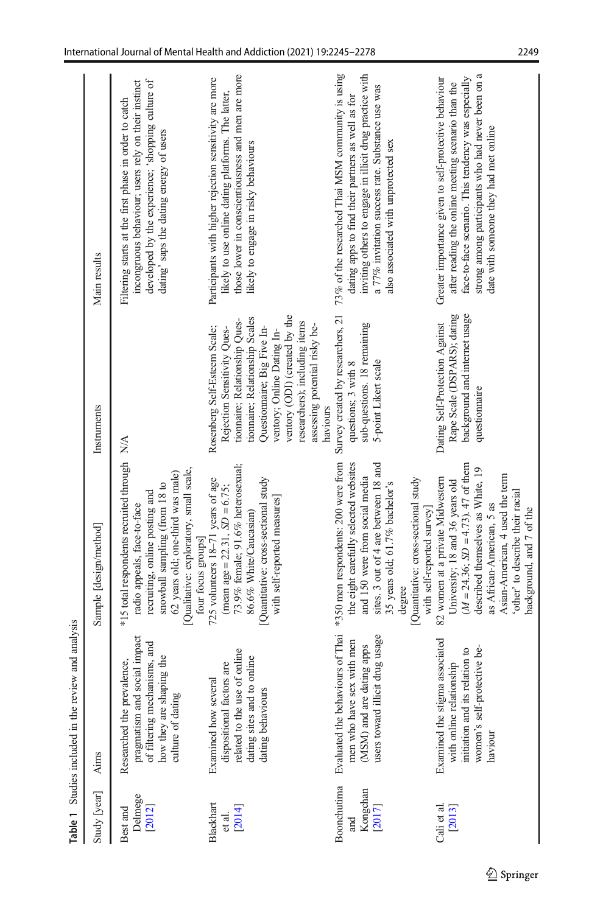**Table 1** Studies included in the review and analysis

| Study [year] | Aims | Sample [design/method] | Instruments | Main results |
|---|---|---|---|---|
| Best and Delmege [2012] | Researched the prevalence, pragmatism and social impact of filtering mechanisms, and how they are shaping the culture of dating | *15 total respondents recruited through radio appeals, face-to-face recruiting, online posting and snowball sampling (from 18 to 62 years old; one-third was male) [Qualitative: exploratory, small scale, four focus groups] | N/A | Filtering starts at the first phase in order to catch incongruous behaviour; users rely on their instinct developed by the experience; 'shopping culture of dating' saps the dating energy of users |
| Blackhart et al. [2014] | Examined how several dispositional factors are related to the use of online dating sites and to online dating behaviours | 725 volunteers 18–71 years of age (mean age = 22.31, *SD* = 6.75; 73.9% female; 91.6% heterosexual; 86.6% White/Caucasian) [Quantitative: cross-sectional study with self-reported measures] | Rosenberg Self-Esteem Scale; Rejection Sensitivity Questionnaire; Relationship Questionnaire; Relationship Scales Questionnaire; Big Five Inventory; Online Dating Inventory (ODI) (created by the researchers); including items assessing potential risky behaviours | Participants with higher rejection sensitivity are more likely to use online dating platforms. The latter, those lower in conscientiousness and men are more likely to engage in risky behaviours |
| Boonchutima and Kongchan [2017] | Evaluated the behaviours of Thai men who have sex with men (MSM) and are dating apps users toward illicit drug usage | *350 men respondents: 200 were from the eight carefully selected websites and 150 were from social media sites. 3 out of 4 are between 18 and 35 years old; 61.7% bachelor's degree [Quantitative: cross-sectional study with self-reported survey] | Survey created by researchers, 21 questions; 3 with 8 sub-questions. 18 remaining 5-point Likert scale | 73% of the researched Thai MSM community is using dating apps to find their partners as well as for inviting others to engage in illicit drug practice with a 77% invitation success rate. Substance use was also associated with unprotected sex |
| Cali et al. [2013] | Examined the stigma associated with online relationship initiation and its relation to women's self-protective behaviour | 82 women at a private Midwestern University; 18 and 36 years old ($M$ = 24.36; $SD$ = 4.73). 47 of them described themselves as White, 19 as African-American, 5 as Asian-American, 4 used the term 'other' to describe their racial background, and 7 of the | Dating Self-Protection Against Rape Scale (DSPARS); dating background and internet usage questionnaire | Greater importance given to self-protective behaviour after reading the online meeting scenario than the face-to-face scenario. This tendency was especially strong among participants who had never been on a date with someone they had met online |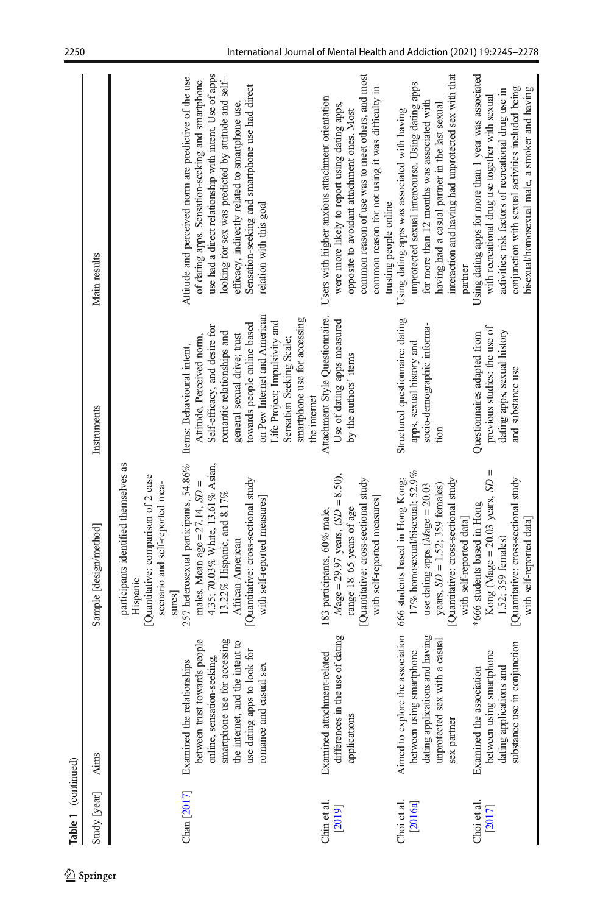**Table 1** (continued)

| Study [year] | Aims | Sample [design/method] | Instruments | Main results |
|---|---|---|---|---|
| | | participants identified themselves as Hispanic [Quantitative: comparison of 2 case scenario and self-reported measures] | | |
| Chan [2017] | Examined the relationships between trust towards people online, sensation-seeking, smartphone use for accessing the internet, and the intent to use dating apps to look for romance and casual sex | 257 heterosexual participants, 54.86% males. Mean age = 27.14, *SD* = 4.35; 70.03% White, 13.61% Asian, 13.22% Hispanic, and 8.17% African-American [Quantitative: cross-sectional study with self-reported measures] | Items: Behavioural intent, Attitude, Perceived norm, Self-efficacy, and desire for romantic relationships and general sexual drive; trust towards people online based on Pew Internet and American Life Project; Impulsivity and Sensation Seeking Scale; smartphone use for accessing the internet | Attitude and perceived norm are predictive of the use of dating apps. Sensation-seeking and smartphone use had a direct relationship with intent. Use of apps looking for sex was predicted by attitude and self-efficacy, indirectly related to smartphone use. Sensation-seeking and smartphone use had direct relation with this goal |
| Chin et al. [2019] | Examined attachment-related differences in the use of dating applications | 183 participants, 60% male, *Mage* = 29.97 years, (*SD* = 8.50), range 18–65 years of age [Quantitative: cross-sectional study with self-reported measures] | Attachment Style Questionnaire. Use of dating apps measured by the authors' items | Users with higher anxious attachment orientation were more likely to report using dating apps, opposite to avoidant attachment ones. Most common reason of use was to meet others, and most common reason for not using it was difficulty in trusting people online |
| Choi et al. [2016a] | Aimed to explore the association between using smartphone dating applications and having unprotected sex with a casual sex partner | 666 students based in Hong Kong; 17% homosexual/bisexual; 52.9% use dating apps (*Mage* = 20.03 years, *SD* = 1.52; 359 females) [Quantitative: cross-sectional study with self-reported data] | Structured questionnaire: dating apps, sexual history and socio-demographic information | Using dating apps was associated with having unprotected sexual intercourse. Using dating apps for more than 12 months was associated with having had a casual partner in the last sexual interaction and having had unprotected sex with that partner |
| Choi et al. [2017] | Examined the association between using smartphone dating applications and substance use in conjunction | *666 students based in Hong Kong (*Mage* = 20.03 years, *SD* = 1.52; 359 females) [Quantitative: cross-sectional study with self-reported data] | Questionnaires adapted from previous studies: the use of dating apps, sexual history and substance use | Using dating apps for more than 1 year was associated with recreational drug use together with sexual activities; risk factors of recreational drug use in conjunction with sexual activities included being bisexual/homosexual male, a smoker and having |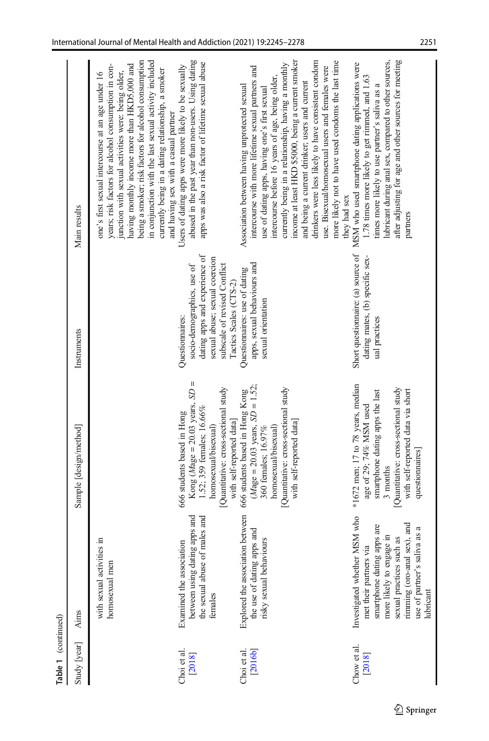**Table 1** (continued)

| Study [year] | Aims | Sample [design/method] | Instruments | Main results |
|---|---|---|---|---|
| | with sexual activities in homosexual men | | | one's first sexual intercourse at an age under 16 years; risk factors for alcohol consumption in conjunction with sexual activities were: being older, having monthly income more than HKD5,000 and being a smoker; risk factors for alcohol consumption in conjunction with the last sexual activity included currently being in a dating relationship, a smoker and having sex with a casual partner |
| Choi et al. [2018] | Examined the association between using dating apps and the sexual abuse of males and females | 666 students based in Hong Kong (*M*age = 20.03 years, *SD* = 1.52; 359 females; 16.66% homosexual/bisexual) [Quantitative: cross-sectional study with self-reported data] | Questionnaires: socio-demographics, use of dating apps and experience of sexual abuse; sexual coercion subscale of revised Conflict Tactics Scales (CTS-2) | Users of dating apps were more likely to be sexually abused in the past year than non-users. Using dating apps was also a risk factor of lifetime sexual abuse |
| Choi et al. [2016b] | Explored the association between the use of dating apps and risky sexual behaviours | 666 students based in Hong Kong (*M*age = 20.03 years, *SD* = 1.52; 360 females; 16.97% homosexual/bisexual) [Quantitative: cross-sectional study with self-reported data] | Questionnaires: use of dating apps, sexual behaviours and sexual orientation | Association between having unprotected sexual intercourse with more lifetime sexual partners and use of dating apps, having one's first sexual intercourse before 16 years of age, being older, currently being in a relationship, having a monthly income at least HKD $5000, being a current smoker and being a current drinker; users and current drinkers were less likely to have consistent condom use. Bisexual/homosexual users and females were more likely not to have used condoms the last time they had sex |
| Chow et al. [2018] | Investigated whether MSM who met their partners via smartphone dating apps are more likely to engage in sexual practices such as rimming (oro-anal sex), and use of partner's saliva as a lubricant | *1672 men; 17 to 78 years, median age of 29; 74% MSM used smartphone dating apps the last 3 months [Quantitative: cross-sectional study with self-reported data via short questionnaires] | Short questionnaire: (a) source of dating mates, (b) specific sexual practices | MSM who used smartphone dating applications were 1.78 times more likely to get rimmed, and 1.63 times more likely to use partner's saliva as a lubricant during anal sex, compared to other sources, after adjusting for age and other sources for meeting partners |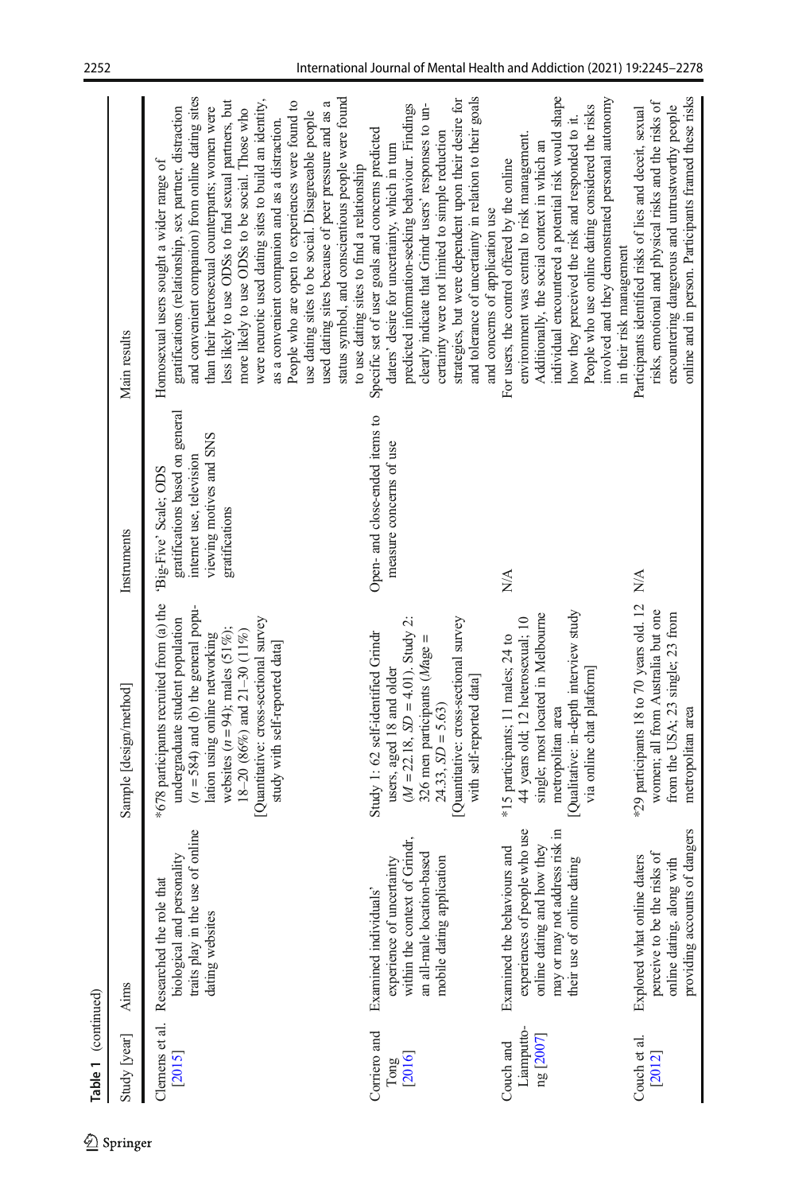**Table 1** (continued)

| Study [year] | Aims | Sample [design/method] | Instruments | Main results |
|---|---|---|---|---|
| Clemens et al. [2015] | Researched the role that biological and personality traits play in the use of online dating websites | *678 participants recruited from (a) the undergraduate student population (n = 584) and (b) the general population using online networking websites (n = 94); males (51%); 18–20 (86%) and 21–30 (11%) [Quantitative: cross-sectional survey study with self-reported data] | 'Big-Five' Scale; ODS gratifications based on general internet use, television viewing motives and SNS gratifications | Homosexual users sought a wider range of gratifications (relationship, sex partner, distraction and convenient companion) from online dating sites than their heterosexual counterparts; women were less likely to use ODSs to find sexual partners, but more likely to use ODSs to be social. Those who were neurotic used dating sites to build an identity, as a convenient companion and as a distraction. People who are open to experiences were found to use dating sites to be social. Disagreeable people used dating sites because of peer pressure and as a status symbol, and conscientious people were found to use dating sites to find a relationship |
| Corriero and Tong [2016] | Examined individuals' experience of uncertainty within the context of Grindr, an all-male location-based mobile dating application | Study 1: 62 self-identified Grindr users, aged 18 and older (M = 22.18, SD = 4.01). Study 2: 326 men participants (Mage = 24.33, SD = 5.63) [Quantitative: cross-sectional survey with self-reported data] | Open- and close-ended items to measure concerns of use | Specific set of user goals and concerns predicted daters' desire for uncertainty, which in turn predicted information-seeking behaviour. Findings clearly indicate that Grindr users' responses to uncertainty were not limited to simple reduction strategies, but were dependent upon their desire for and tolerance of uncertainty in relation to their goals and concerns of application use |
| Couch and Liamputtong [2007] | Examined the behaviours and experiences of people who use online dating and how they may or may not address risk in their use of online dating | *15 participants; 11 males; 24 to 44 years old; 12 heterosexual; 10 single; most located in Melbourne metropolitan area [Qualitative: in-depth interview study via online chat platform] | N/A | For users, the control offered by the online environment was central to risk management. Additionally, the social context in which an individual encountered a potential risk would shape how they perceived the risk and responded to it. People who use online dating considered the risks involved and they demonstrated personal autonomy in their risk management |
| Couch et al. [2012] | Explored what online daters perceive to be the risks of online dating, along with providing accounts of dangers | *29 participants 18 to 70 years old. 12 women; all from Australia but one from the USA; 23 single; 23 from metropolitan area | N/A | Participants identified risks of lies and deceit, sexual risks, emotional and physical risks and the risks of encountering dangerous and untrustworthy people online and in person. Participants framed these risks |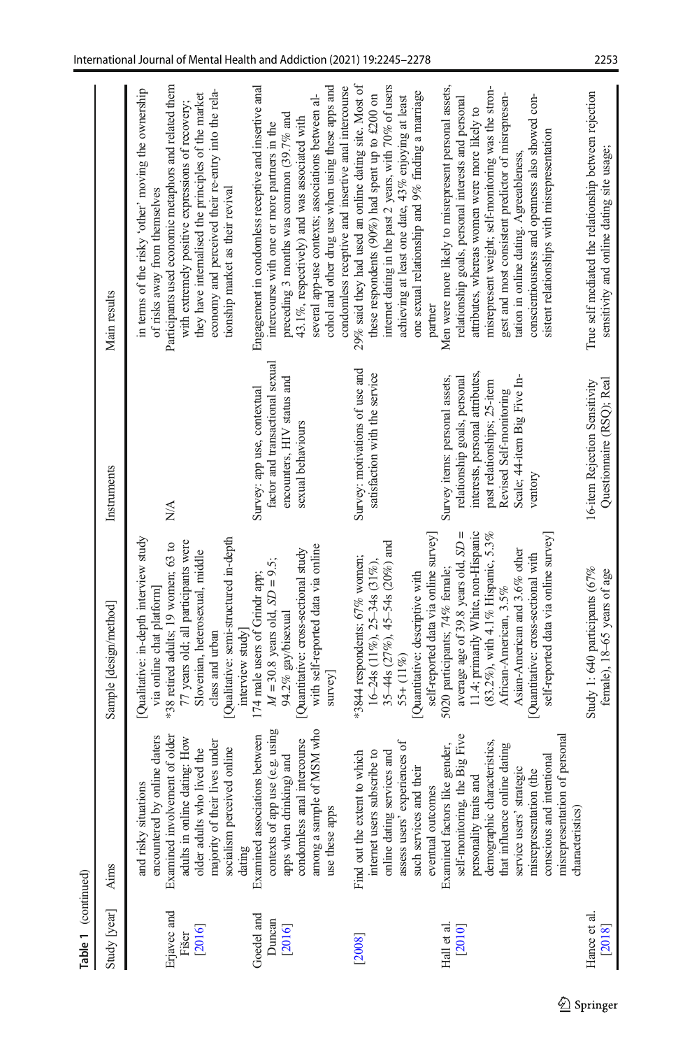Table 1 (continued)

| Study [year] | Aims | Sample [design/method] | Instruments | Main results |
|---|---|---|---|---|
| | and risky situations encountered by online daters | [Qualitative: in-depth interview study via online chat platform] | | in terms of the risky 'other' moving the ownership of risks away from themselves |
| Erjavec and Fišer [2016] | Examined involvement of older adults in online dating: How older adults who lived the majority of their lives under socialism perceived online dating | *38 retired adults; 19 women; 63 to 77 years old; all participants were Slovenian, heterosexual, middle class and urban [Qualitative: semi-structured in-depth interview study] | N/A | Participants used economic metaphors and related them with extremely positive expressions of recovery; they have internalised the principles of the market economy and perceived their re-entry into the relationship market as their revival |
| Goedel and Duncan [2016] | Examined associations between contexts of app use (e.g. using apps when drinking) and condomless anal intercourse among a sample of MSM who use these apps | 174 male users of Grindr app; $M = 30.8$ years old, $SD = 9.5$; 94.2% gay/bisexual [Quantitative: cross-sectional study with self-reported data via online survey] | Survey: app use, contextual factor and transactional sexual encounters, HIV status and sexual behaviours | Engagement in condomless receptive and insertive anal intercourse with one or more partners in the preceding 3 months was common (39.7% and 43.1%, respectively) and was associated with several app-use contexts; associations between alcohol and other drug use when using these apps and condomless receptive and insertive anal intercourse |
| [2008] | Find out the extent to which internet users subscribe to online dating services and assess users' experiences of such services and their eventual outcomes | *3844 respondents; 67% women; 16–24s (11%), 25–34s (31%), 35–44s (27%), 45–54s (20%) and 55+ (11%) [Quantitative: descriptive with self-reported data via online survey] | Survey: motivations of use and satisfaction with the service | 29% said they had used an online dating site. Most of these respondents (90%) had spent up to £200 on internet dating in the past 2 years, with 70% of users achieving at least one date, 43% enjoying at least one sexual relationship and 9% finding a marriage partner |
| Hall et al. [2010] | Examined factors like gender, self-monitoring, the Big Five personality traits and demographic characteristics, that influence online dating service users' strategic misrepresentation (the conscious and intentional misrepresentation of personal characteristics) | 5020 participants; 74% female; average age of 39.8 years old, $SD = 11.4$; primarily White, non-Hispanic (83.2%), with 4.1% Hispanic, 5.3% African-American, 3.5% Asian-American and 3.6% other [Quantitative: cross-sectional with self-reported data via online survey] | Survey items: personal assets, relationship goals, personal interests, personal attributes, past relationships; 25-item Revised Self-monitoring Scale; 44-item Big Five Inventory | Men were more likely to misrepresent personal assets, relationship goals, personal interests and personal attributes, whereas women were more likely to misrepresent weight; self-monitoring was the strongest and most consistent predictor of misrepresentation in online dating. Agreeableness, conscientiousness and openness also showed consistent relationships with misrepresentation |
| Hance et al. [2018] | | Study 1: 640 participants (67% female), 18–65 years of age | 16-item Rejection Sensitivity Questionnaire (RSQ); Real | True self mediated the relationship between rejection sensitivity and online dating site usage; |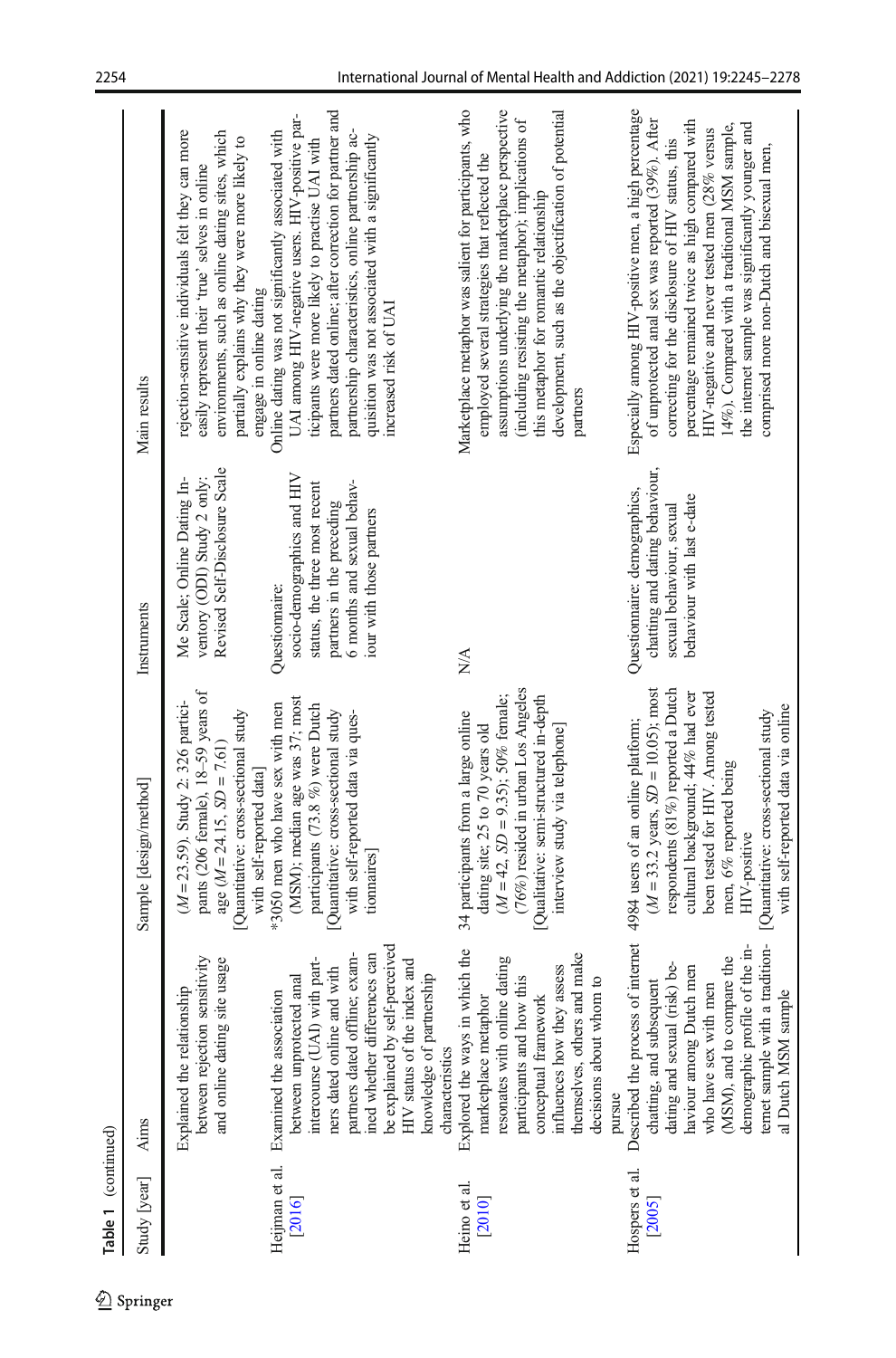**Table 1** (continued)

| Study [year] | Aims | Sample [design/method] | Instruments | Main results |
|---|---|---|---|---|
| | Explained the relationship between rejection sensitivity and online dating site usage | ($M$ = 23.59). Study 2: 326 participants (206 female), 18–59 years of age ($M$ = 24.15, $SD$ = 7.61) [Quantitative: cross-sectional study with self-reported data] | Me Scale; Online Dating Inventory (ODI) Study 2 only: Revised Self-Disclosure Scale | rejection-sensitive individuals felt they can more easily represent their 'true' selves in online environments, such as online dating sites, which partially explains why they were more likely to engage in online dating |
| Heijman et al. [2016] | Examined the association between unprotected anal intercourse (UAI) with partners dated online and with partners dated offline; examined whether differences can be explained by self-perceived HIV status of the index and knowledge of partnership characteristics | *3050 men who have sex with men (MSM); median age was 37; most participants (73.8 %) were Dutch [Quantitative: cross-sectional study with self-reported data via questionnaires] | Questionnaire: socio-demographics and HIV status, the three most recent partners in the preceding 6 months and sexual behaviour with those partners | Online dating was not significantly associated with UAI among HIV-negative users. HIV-positive participants were more likely to practise UAI with partners dated online; after correction for partner and partnership characteristics, online partnership acquisition was not associated with a significantly increased risk of UAI |
| Heino et al. [2010] | Explored the ways in which the marketplace metaphor resonates with online dating participants and how this conceptual framework influences how they assess themselves, others and make decisions about whom to pursue | 34 participants from a large online dating site; 25 to 70 years old ($M$ = 42, $SD$ = 9.35); 50% female; (76%) resided in urban Los Angeles [Qualitative: semi-structured in-depth interview study via telephone] | N/A | Marketplace metaphor was salient for participants, who employed several strategies that reflected the assumptions underlying the marketplace perspective (including resisting the metaphor); implications of this metaphor for romantic relationship development, such as the objectification of potential partners |
| Hospers et al. [2005] | Described the process of internet chatting, and subsequent dating and sexual (risk) behaviour among Dutch men who have sex with men (MSM), and to compare the demographic profile of the internet sample with a traditional Dutch MSM sample | 4984 users of an online platform; ($M$ = 33.2 years, $SD$ = 10.05); most respondents (81%) reported a Dutch cultural background; 44% had ever been tested for HIV. Among tested men, 6% reported being HIV-positive [Quantitative: cross-sectional study with self-reported data via online | Questionnaire: demographics, chatting and dating behaviour, sexual behaviour, sexual behaviour with last e-date | Especially among HIV-positive men, a high percentage of unprotected anal and sex was reported (39%). After correcting for the disclosure of HIV status, this percentage remained twice as high compared with HIV-negative and never tested men (28% versus 14%). Compared with a traditional MSM sample, the internet sample was significantly younger and comprised more non-Dutch and bisexual men. |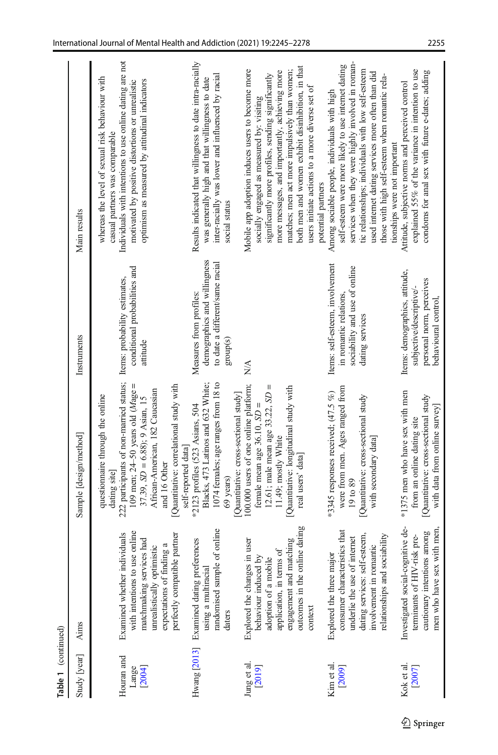**Table 1** (continued)

| Study [year] | Aims | Sample [design/method] | Instruments | Main results |
|---|---|---|---|---|
| | | questionnaire through the online dating site] | | whereas the level of sexual risk behaviour with casual partners was comparable |
| Houran and Lange [2004] | Examined whether individuals with intentions to use online matchmaking services had unrealistically optimistic expectations of finding a perfectly compatible partner | 222 participants of non-married status; 109 men; 24–50 years old (*M*age = 37.39, *SD* = 6.88); 9 Asian, 15 African-American, 182 Caucasian and 16 Other [Quantitative: correlational study with self-reported data] | Items: probability estimates, conditional probabilities and attitude | Individuals with intentions to use online dating are not motivated by positive distortions or unrealistic optimism as measured by attitudinal indicators |
| Hwang [2013] | Examined dating preferences using a multiracial randomised sample of online daters | *2123 profiles (523 Asians, 504 Blacks, 473 Latinos and 632 White; 1074 females; age ranges from 18 to 69 years) [Quantitative: cross-sectional study] | Measures from profiles: demographics and willingness to date a different/same racial group(s) | Results indicated that willingness to date intra-racially was generally high and that willingness to date inter-racially was lower and influenced by racial social status |
| Jung et al. [2019] | Explored the changes in user behaviour induced by adoption of a mobile application, in terms of engagement and matching outcomes in the online dating context | 100.000 users of one online platform; female mean age 36.10, *SD* = 12.61; male mean age 33.22, *SD* = 11.49; mostly White [Quantitative: longitudinal study with real users' data] | N/A | Mobile app adoption induces users to become more socially engaged as measured by: visiting significantly more profiles, sending significantly more messages, and importantly, achieving more matches; men act more impulsively than women; both men and women exhibit disinhibition, in that users initiate actions to a more diverse set of potential partners |
| Kim et al. [2009] | Explored the three major consumer characteristics that underlie the use of internet dating services: self-esteem, involvement in romantic relationships and sociability | *3345 responses received; (47.5 %) were from men. Ages ranged from 19 to 89 [Quantitative: cross-sectional study with secondary data] | Items: self-esteem, involvement in romantic relations, sociability and use of online dating services | Among sociable people, individuals with high self-esteem were more likely to use internet dating services when they were highly involved in romantic relationships; individuals with low self-esteem used internet dating services more often than did those with high self-esteem when romantic relationships were not important |
| Kok et al. [2007] | Investigated social-cognitive determinants of HIV-risk precautionary intentions among men who have sex with men, | *1375 men who have sex with men from an online dating site [Quantitative: cross-sectional study with data from online survey] | Items: demographics, attitude, subjective/descriptive/personal norm, perceives behavioural control, | Attitude, subjective norms and perceived control explained 55% of the variance in intention to use condoms for anal sex with future e-dates; adding |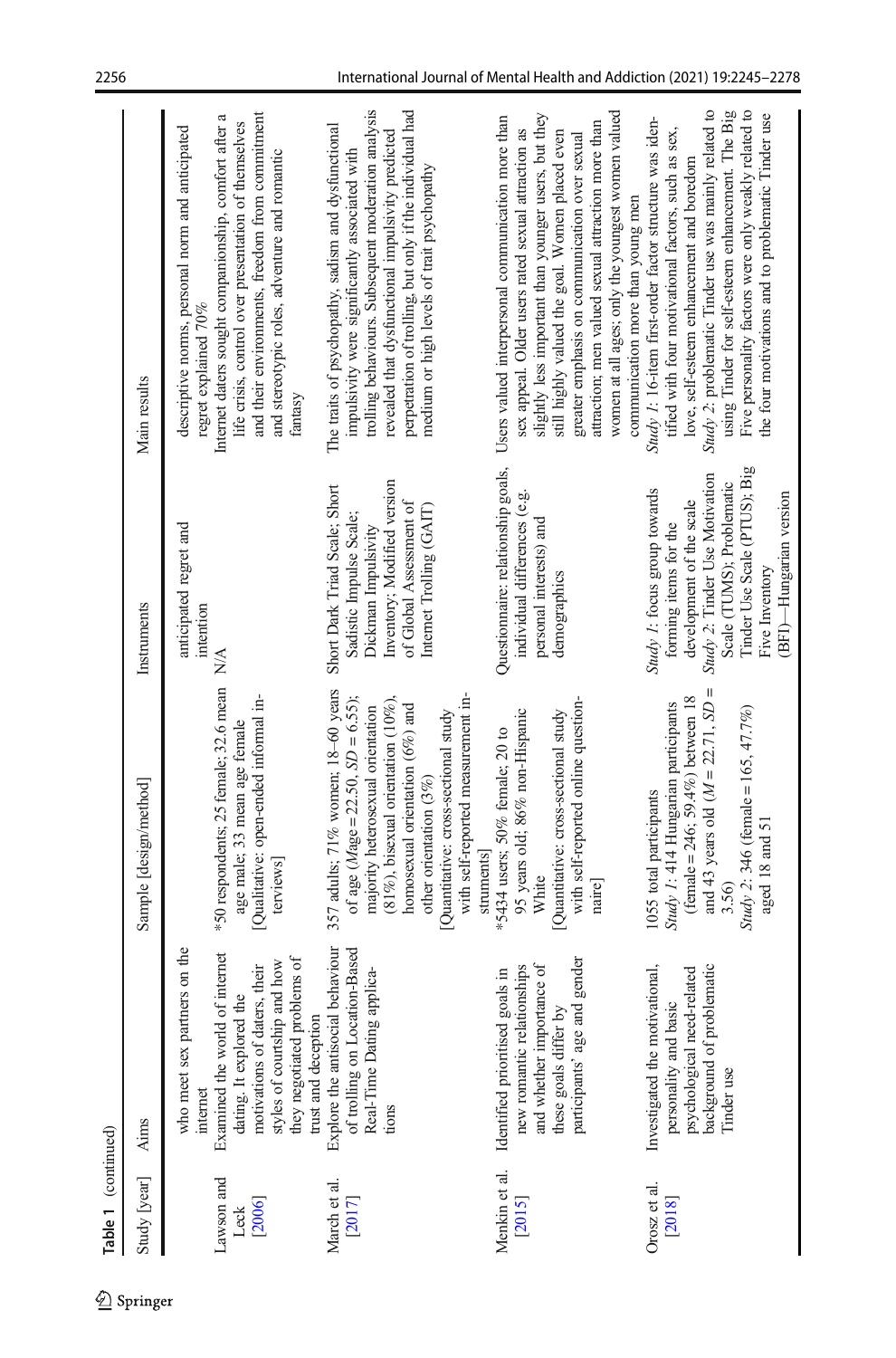Table 1 (continued)

| Study [year] | Aims | Sample [design/method] | Instruments | Main results |
|---|---|---|---|---|
| | who meet sex partners on the internet | | anticipated regret and intention | descriptive norms, personal norm and anticipated regret explained 70% |
| Lawson and Leck [2006] | Examined the world of internet dating. It explored the motivations of daters, their styles of courtship and how they negotiated problems of trust and deception | *50 respondents; 25 female; 32.6 mean age male; 33 mean age female [Qualitative: open-ended informal interviews] | N/A | Internet daters sought companionship, comfort after a life crisis, control over presentation of themselves and their environments, freedom from commitment and stereotypic roles, adventure and romantic fantasy |
| March et al. [2017] | Explore the antisocial behaviour of trolling on Location-Based Real-Time Dating applications | 357 adults; 71% women; 18–60 years of age ($M$age = 22.50, $SD$ = 6.55); majority heterosexual orientation (81%), bisexual orientation (10%), homosexual orientation (6%) and other orientation (3%) [Quantitative: cross-sectional study with self-reported measurement instruments] | Short Dark Triad Scale; Short Sadistic Impulse Scale; Dickman Impulsivity Inventory; Modified version of Global Assessment of Internet Trolling (GAIT) | The traits of psychopathy, sadism and dysfunctional impulsivity were significantly associated with trolling behaviours. Subsequent moderation analysis revealed that dysfunctional impulsivity predicted perpetration of trolling, but only if the individual had medium or high levels of trait psychopathy |
| Menkin et al. [2015] | Identified prioritised goals in new romantic relationships and whether importance of these goals differ by participants' age and gender | *5434 users; 50% female; 20 to 95 years old; 86% non-Hispanic White [Quantitative: cross-sectional study with self-reported online questionnaire] | Questionnaire: relationship goals, individual differences (e.g. personal interests) and demographics | Users valued interpersonal communication more than sex appeal. Older users rated sexual attraction as slightly less important than younger users, but they still highly valued the goal. Women placed even greater emphasis on communication over sexual attraction; men valued sexual attraction more than women at all ages; only the youngest women valued communication more than young men |
| Orosz et al. [2018] | Investigated the motivational, personality and basic psychological need-related background of problematic Tinder use | 1055 total participants *Study 1*: 414 Hungarian participants (female = 246; 59.4%) between 18 and 43 years old ($M$ = 22.71, $SD$ = 3.56) *Study 2*: 346 (female = 165, 47.7%) aged 18 and 51 | *Study 1*: focus group towards forming items for the development of the scale *Study 2*: Tinder Use Motivation Scale (TUMS); Problematic Tinder Use Scale (PTUS); Big Five Inventory (BFI)—Hungarian version | *Study 1*: 16-item first-order factor structure was identified with four motivational factors, such as sex, love, self-esteem enhancement and boredom *Study 2*: problematic Tinder use was mainly related to using Tinder for self-esteem enhancement. The Big Five personality factors were only weakly related to the four motivations and to problematic Tinder use |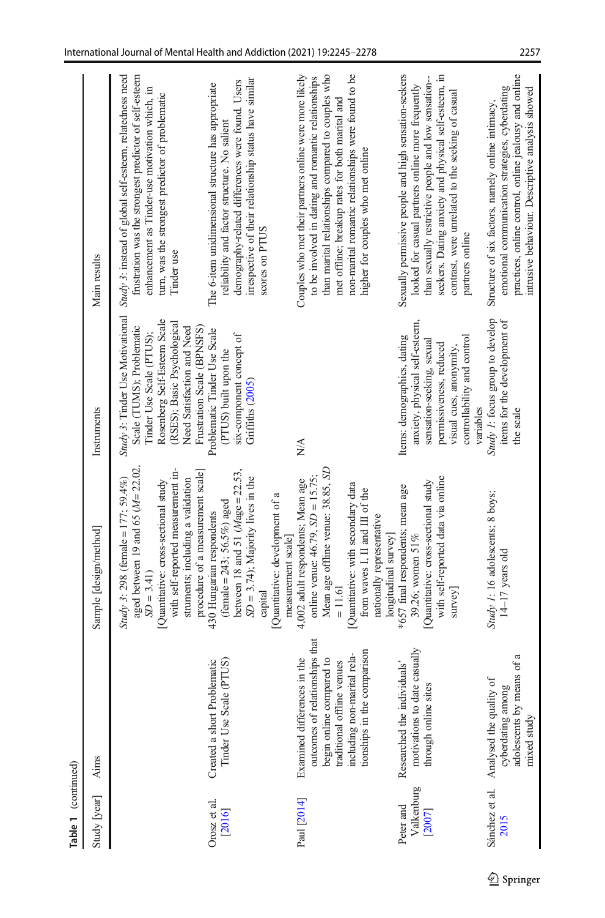**Table 1** (continued)

| Study [year] | Aims | Sample [design/method] | Instruments | Main results |
|---|---|---|---|---|
| | | *Study 3*: 298 (female = 177; 59.4%) aged between 19 and 65 (*M* = 22.02, *SD* = 3.41) [Quantitative: cross-sectional study with self-reported measurement instruments; including a validation procedure of a measurement scale] | *Study 3*: Tinder Use Motivational Scale (TUMS); Problematic Tinder Use Scale (PTUS); Rosenberg Self-Esteem Scale (RSES); Basic Psychological Need Satisfaction and Need Frustration Scale (BPNSFS) | *Study 3*: instead of global self-esteem, relatedness need frustration was the strongest predictor of self-esteem enhancement as Tinder-use motivation which, in turn, was the strongest predictor of problematic Tinder use |
| Orosz et al. [2016] | Created a short Problematic Tinder Use Scale (PTUS) | 430 Hungarian respondents (female = 243; 56.5%) aged between 18 and 51 (*M*age = 22.53, *SD* = 3.74); Majority lives in the capital [Quantitative: development of a measurement scale] | Problematic Tinder Use Scale (PTUS) built upon the six-component concept of Griffiths (2005) | The 6-item unidimensional structure has appropriate reliability and factor structure. No salient demography-related differences were found. Users irrespective of their relationship status have similar scores on PTUS |
| Paul [2014] | Examined differences in the outcomes of relationships that begin online compared to traditional offline venues including non-marital relationships in the comparison | 4,002 adult respondents; Mean age online venue: 46.79, *SD* = 15.75; Mean age offline venue: 38.85, *SD* = 11.61 [Quantitative: with secondary data from waves I, II and III of the nationally representative longitudinal survey] | N/A | Couples who met their partners online were more likely to be involved in dating and romantic relationships than marital relationships compared to couples who met offline; breakup rates for both marital and non-marital romantic relationships were found to be higher for couples who met online |
| Peter and Valkenburg [2007] | Researched the individuals' motivations to date casually through online sites | *657 final respondents; mean age 39.26; women 51% [Quantitative: cross-sectional study with self-reported data via online survey] | Items: demographics, dating anxiety, physical self-esteem, sensation-seeking, sexual permissiveness, reduced visual cues, anonymity, controllability and control variables | Sexually permissive people and high sensation-seekers looked for casual partners online more frequently than sexually restrictive people and low sensation-seekers. Dating anxiety and physical self-esteem, in contrast, were unrelated to the seeking of casual partners online |
| Sánchez et al. 2015 | Analysed the quality of cyberdating among adolescents by means of a mixed study | *Study 1*: 16 adolescents; 8 boys; 14–17 years old | *Study 1*: focus group to develop items for the development of the scale | Structure of six factors, namely online intimacy, emotional communication strategies, cyberdating practices, online control, online jealousy and online intrusive behaviour. Descriptive analysis showed |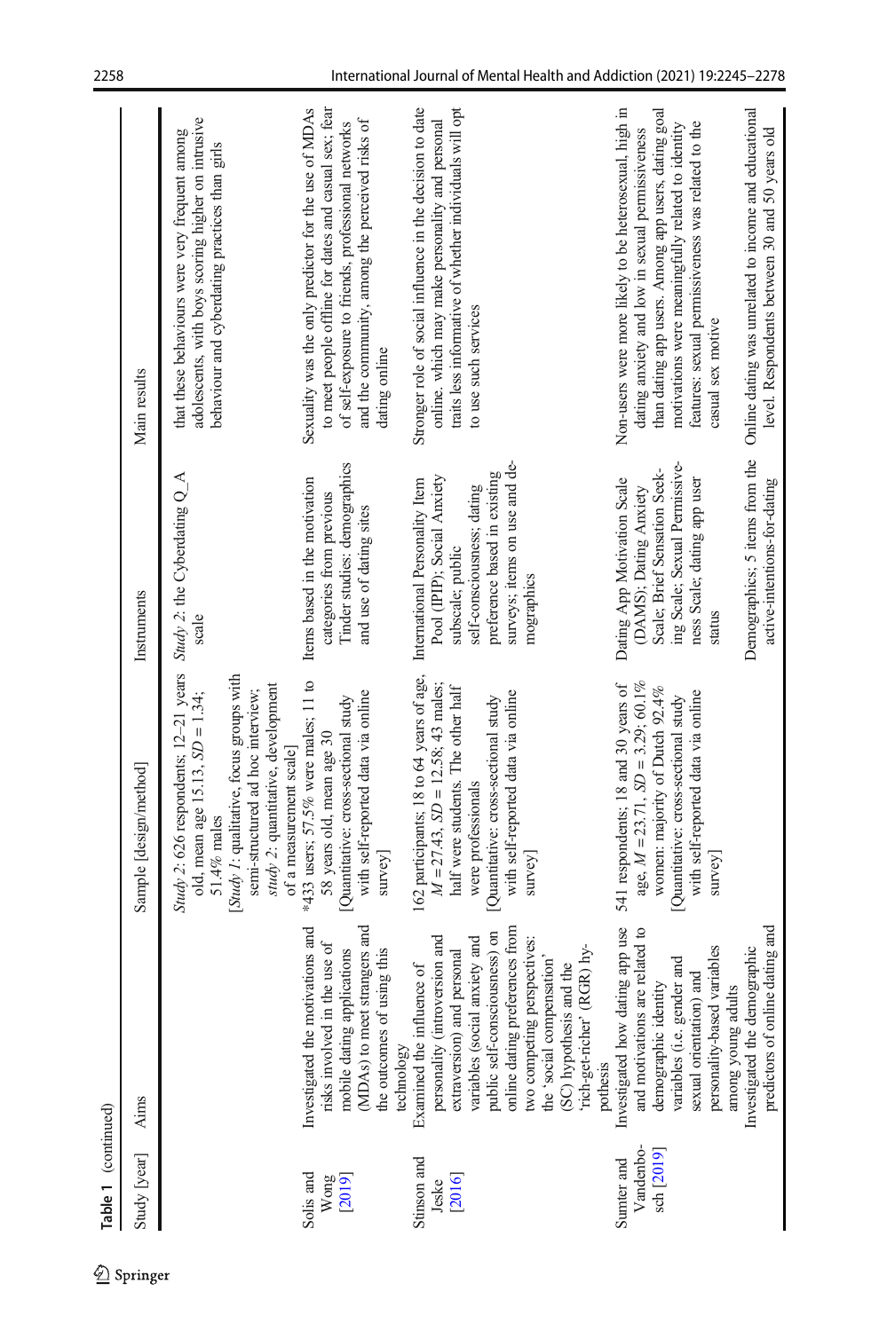**Table 1** (continued)

| Study [year] | Aims | Sample [design/method] | Instruments | Main results |
|---|---|---|---|---|
| | | *Study 2*: 626 respondents; 12–21 years old, mean age 15.13, *SD* = 1.34; 51.4% males<br>[*Study 1*: qualitative, focus groups with semi-structured ad hoc interview; *study 2*: quantitative, development of a measurement scale] | *Study 2*: the Cyberdating Q_A scale | that these behaviours were very frequent among adolescents, with boys scoring higher on intrusive behaviour and cyberdating practices than girls |
| Solis and Wong [2019] | Investigated the motivations and risks involved in the use of mobile dating applications (MDAs) to meet strangers and the outcomes of using this technology | *433 users; 57.5% were males; 11 to 58 years old, mean age 30<br>[Quantitative: cross-sectional study with self-reported data via online survey] | Items based in the motivation categories from previous Tinder studies: demographics and use of dating sites | Sexuality was the only predictor for the use of MDAs to meet people offline for dates and casual sex; fear of self-exposure to friends, professional networks and the community, among the perceived risks of dating online |
| Stinson and Jeske [2016] | Examined the influence of personality (introversion and extraversion) and personal variables (social anxiety and public self-consciousness) on online dating preferences from two competing perspectives: the 'social compensation' (SC) hypothesis and the 'rich-get-richer' (RGR) hypothesis | 162 participants; 18 to 64 years of age, *M* = 27.43, *SD* = 12.58; 43 males; half were students. The other half were professionals<br>[Quantitative: cross-sectional study with self-reported data via online survey] | International Personality Item Pool (IPIP); Social Anxiety subscale; public self-consciousness; dating preference based in existing surveys; items on use and demographics | Stronger role of social influence in the decision to date online, which may make personality and personal traits less informative of whether individuals will opt to use such services |
| Sumter and Vandenbosch [2019] | Investigated how dating app use and motivations are related to demographic identity variables (i.e. gender and sexual orientation) and personality-based variables among young adults | 541 respondents; 18 and 30 years of age, *M* = 23.71, *SD* = 3.29; 60.1% women: majority of Dutch 92.4%<br>[Quantitative: cross-sectional study with self-reported data via online survey] | Dating App Motivation Scale (DAMS); Dating Anxiety Scale; Brief Sensation Seeking Scale; Sexual Permissiveness Scale; dating app user status | Non-users were more likely to be heterosexual, high in dating anxiety and low in sexual permissiveness than dating app users. Among app users, dating goal motivations were meaningfully related to identity features: sexual permissiveness was related to the casual sex motive |
| | Investigated the demographic predictors of online dating and | | Demographics; 5 items from the active-intentions-for-dating | Online dating was unrelated to income and educational level. Respondents between 30 and 50 years old |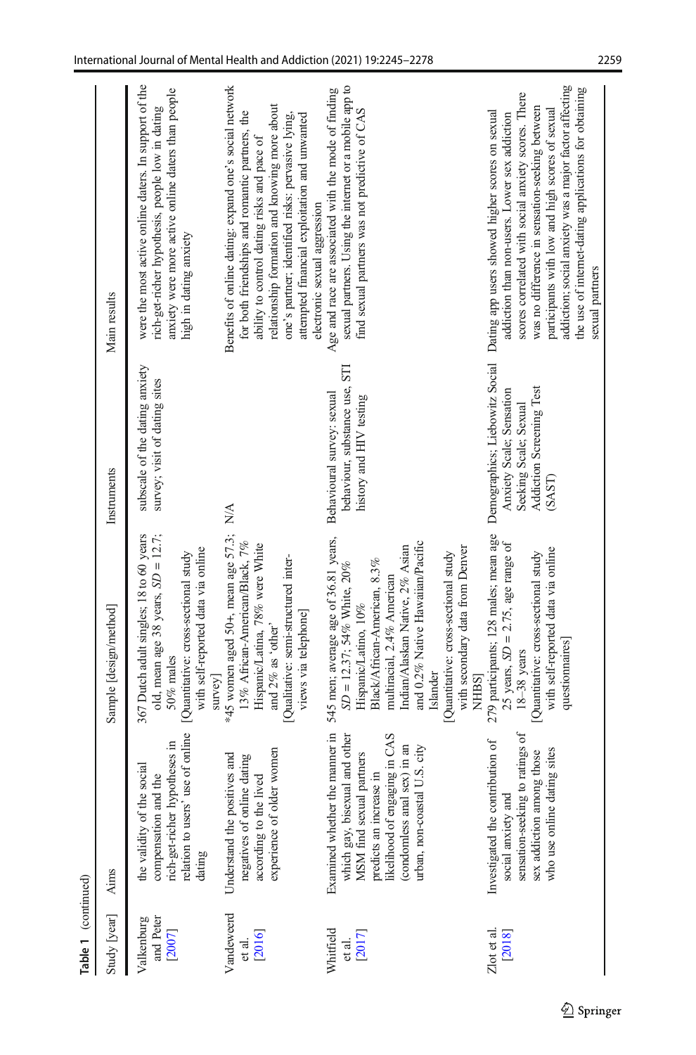**Table 1** (continued)

| Study [year] | Aims | Sample [design/method] | Instruments | Main results |
|---|---|---|---|---|
| Valkenburg and Peter [2007] | the validity of the social compensation and the rich-get-richer hypotheses in relation to users' use of online dating | 367 Dutch adult singles; 18 to 60 years old, mean age 38 years, *SD* = 12.7; 50% males [Quantitative: cross-sectional study with self-reported data via online survey] | subscale of the dating anxiety survey; visit of dating sites | were the most active online daters. In support of the rich-get-richer hypothesis, people low in dating anxiety were more active online daters than people high in dating anxiety |
| Vandeweerd et al. [2016] | Understand the positives and negatives of online dating according to the lived experience of older women | *45 women aged 50+, mean age 57.3; 13% African-American/Black, 7% Hispanic/Latina, 78% were White and 2% as 'other' [Qualitative: semi-structured inter-views via telephone] | N/A | Benefits of online dating: expand one's social network for both friendships and romantic partners, the ability to control dating risks and pace of relationship formation and knowing more about one's partner; identified risks: pervasive lying, attempted financial exploitation and unwanted electronic sexual aggression |
| Whitfield et al. [2017] | Examined whether the manner in which gay, bisexual and other MSM find sexual partners predicts an increase in likelihood of engaging in CAS (condomless anal sex) in an urban, non-coastal U.S. city | 545 men; average age of 36.81 years, *SD* = 12.37; 54% White, 20% Hispanic/Latino, 10% Black/African-American, 8.3% multiracial, 2.4% American Indian/Alaskan Native, 2% Asian and 0.2% Native Hawaiian/Pacific Islander [Quantitative: cross-sectional study with secondary data from Denver NHBS] | Behavioural survey: sexual behaviour, substance use, STI history and HIV testing | Age and race are associated with the mode of finding sexual partners. Using the internet or a mobile app to find sexual partners was not predictive of CAS |
| Zlot et al. [2018] | Investigated the contribution of social anxiety and sensation-seeking to ratings of sex addiction among those who use online dating sites | 279 participants; 128 males; mean age 25 years, *SD* = 2.75, age range of 18–38 years [Quantitative: cross-sectional study with self-reported data via online questionnaires] | Demographics; Liebowitz Social Anxiety Scale; Sensation Seeking Scale; Sexual Addiction Screening Test (SAST) | Dating app users showed higher scores on sexual addiction than non-users. Lower sex addiction scores correlated with social anxiety scores. There was no difference in sensation-seeking between participants with low and high scores of sexual addiction; social anxiety was a major factor affecting the use of internet-dating applications for obtaining sexual partners |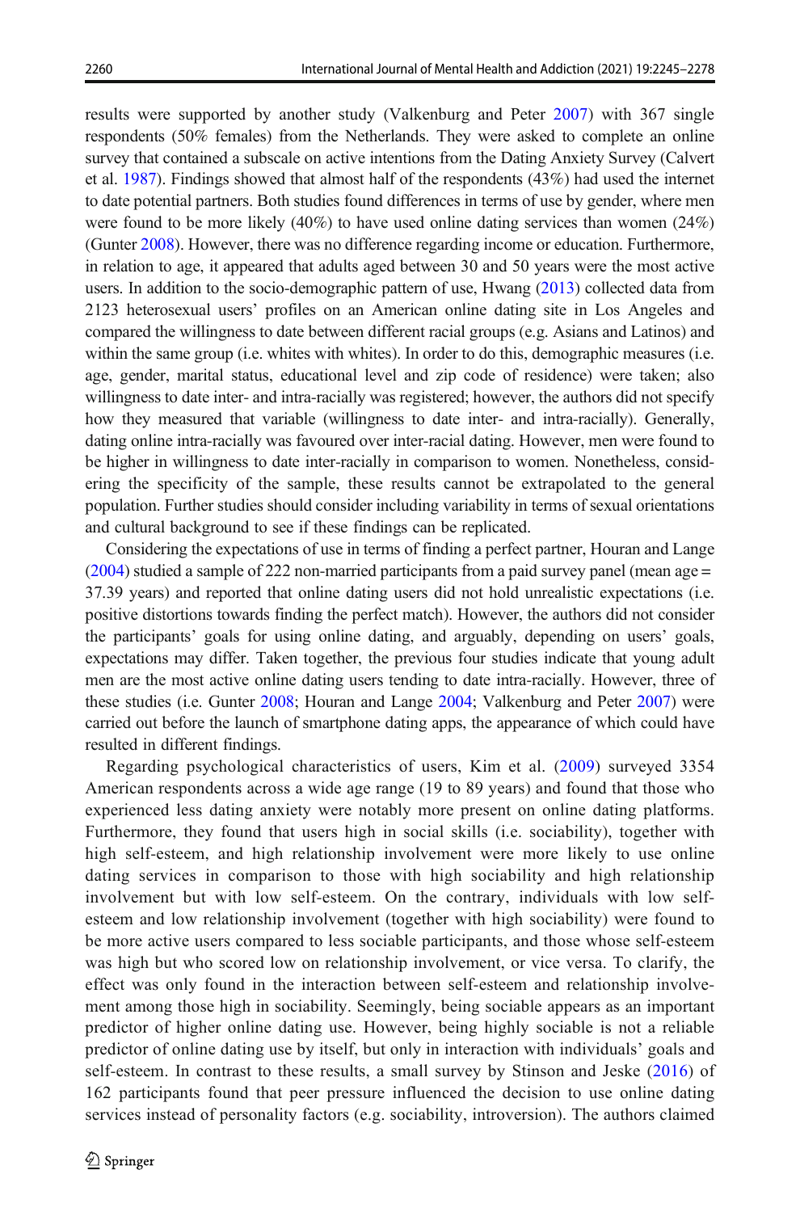results were supported by another study (Valkenburg and Peter 2007) with 367 single respondents (50% females) from the Netherlands. They were asked to complete an online survey that contained a subscale on active intentions from the Dating Anxiety Survey (Calvert et al. 1987). Findings showed that almost half of the respondents (43%) had used the internet to date potential partners. Both studies found differences in terms of use by gender, where men were found to be more likely (40%) to have used online dating services than women (24%) (Gunter 2008). However, there was no difference regarding income or education. Furthermore, in relation to age, it appeared that adults aged between 30 and 50 years were the most active users. In addition to the socio-demographic pattern of use, Hwang (2013) collected data from 2123 heterosexual users' profiles on an American online dating site in Los Angeles and compared the willingness to date between different racial groups (e.g. Asians and Latinos) and within the same group (i.e. whites with whites). In order to do this, demographic measures (i.e. age, gender, marital status, educational level and zip code of residence) were taken; also willingness to date inter- and intra-racially was registered; however, the authors did not specify how they measured that variable (willingness to date inter- and intra-racially). Generally, dating online intra-racially was favoured over inter-racial dating. However, men were found to be higher in willingness to date inter-racially in comparison to women. Nonetheless, considering the specificity of the sample, these results cannot be extrapolated to the general population. Further studies should consider including variability in terms of sexual orientations and cultural background to see if these findings can be replicated.

Considering the expectations of use in terms of finding a perfect partner, Houran and Lange (2004) studied a sample of 222 non-married participants from a paid survey panel (mean age = 37.39 years) and reported that online dating users did not hold unrealistic expectations (i.e. positive distortions towards finding the perfect match). However, the authors did not consider the participants' goals for using online dating, and arguably, depending on users' goals, expectations may differ. Taken together, the previous four studies indicate that young adult men are the most active online dating users tending to date intra-racially. However, three of these studies (i.e. Gunter 2008; Houran and Lange 2004; Valkenburg and Peter 2007) were carried out before the launch of smartphone dating apps, the appearance of which could have resulted in different findings.

Regarding psychological characteristics of users, Kim et al. (2009) surveyed 3354 American respondents across a wide age range (19 to 89 years) and found that those who experienced less dating anxiety were notably more present on online dating platforms. Furthermore, they found that users high in social skills (i.e. sociability), together with high self-esteem, and high relationship involvement were more likely to use online dating services in comparison to those with high sociability and high relationship involvement but with low self-esteem. On the contrary, individuals with low self-esteem and low relationship involvement (together with high sociability) were found to be more active users compared to less sociable participants, and those whose self-esteem was high but who scored low on relationship involvement, or vice versa. To clarify, the effect was only found in the interaction between self-esteem and relationship involvement among those high in sociability. Seemingly, being sociable appears as an important predictor of higher online dating use. However, being highly sociable is not a reliable predictor of online dating use by itself, but only in interaction with individuals' goals and self-esteem. In contrast to these results, a small survey by Stinson and Jeske (2016) of 162 participants found that peer pressure influenced the decision to use online dating services instead of personality factors (e.g. sociability, introversion). The authors claimed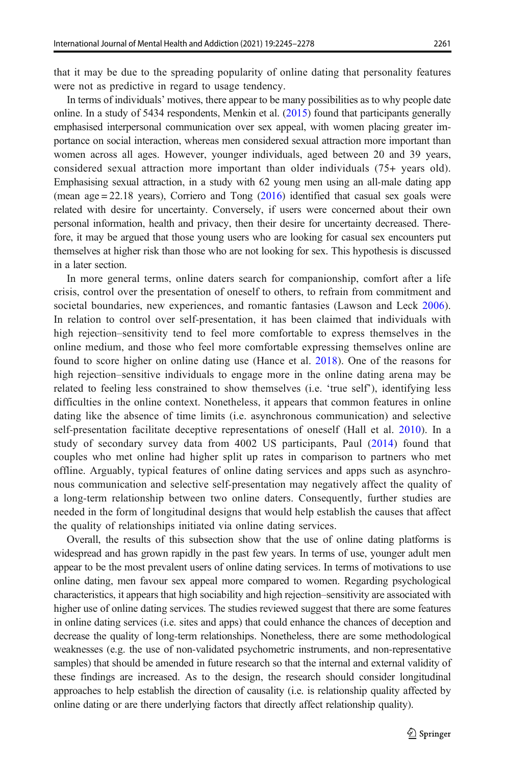that it may be due to the spreading popularity of online dating that personality features were not as predictive in regard to usage tendency.

In terms of individuals' motives, there appear to be many possibilities as to why people date online. In a study of 5434 respondents, Menkin et al. (2015) found that participants generally emphasised interpersonal communication over sex appeal, with women placing greater importance on social interaction, whereas men considered sexual attraction more important than women across all ages. However, younger individuals, aged between 20 and 39 years, considered sexual attraction more important than older individuals (75+ years old). Emphasising sexual attraction, in a study with 62 young men using an all-male dating app (mean age = 22.18 years), Corriero and Tong (2016) identified that casual sex goals were related with desire for uncertainty. Conversely, if users were concerned about their own personal information, health and privacy, then their desire for uncertainty decreased. Therefore, it may be argued that those young users who are looking for casual sex encounters put themselves at higher risk than those who are not looking for sex. This hypothesis is discussed in a later section.

In more general terms, online daters search for companionship, comfort after a life crisis, control over the presentation of oneself to others, to refrain from commitment and societal boundaries, new experiences, and romantic fantasies (Lawson and Leck 2006). In relation to control over self-presentation, it has been claimed that individuals with high rejection–sensitivity tend to feel more comfortable to express themselves in the online medium, and those who feel more comfortable expressing themselves online are found to score higher on online dating use (Hance et al. 2018). One of the reasons for high rejection–sensitive individuals to engage more in the online dating arena may be related to feeling less constrained to show themselves (i.e. 'true self'), identifying less difficulties in the online context. Nonetheless, it appears that common features in online dating like the absence of time limits (i.e. asynchronous communication) and selective self-presentation facilitate deceptive representations of oneself (Hall et al. 2010). In a study of secondary survey data from 4002 US participants, Paul (2014) found that couples who met online had higher split up rates in comparison to partners who met offline. Arguably, typical features of online dating services and apps such as asynchronous communication and selective self-presentation may negatively affect the quality of a long-term relationship between two online daters. Consequently, further studies are needed in the form of longitudinal designs that would help establish the causes that affect the quality of relationships initiated via online dating services.

Overall, the results of this subsection show that the use of online dating platforms is widespread and has grown rapidly in the past few years. In terms of use, younger adult men appear to be the most prevalent users of online dating services. In terms of motivations to use online dating, men favour sex appeal more compared to women. Regarding psychological characteristics, it appears that high sociability and high rejection–sensitivity are associated with higher use of online dating services. The studies reviewed suggest that there are some features in online dating services (i.e. sites and apps) that could enhance the chances of deception and decrease the quality of long-term relationships. Nonetheless, there are some methodological weaknesses (e.g. the use of non-validated psychometric instruments, and non-representative samples) that should be amended in future research so that the internal and external validity of these findings are increased. As to the design, the research should consider longitudinal approaches to help establish the direction of causality (i.e. is relationship quality affected by online dating or are there underlying factors that directly affect relationship quality).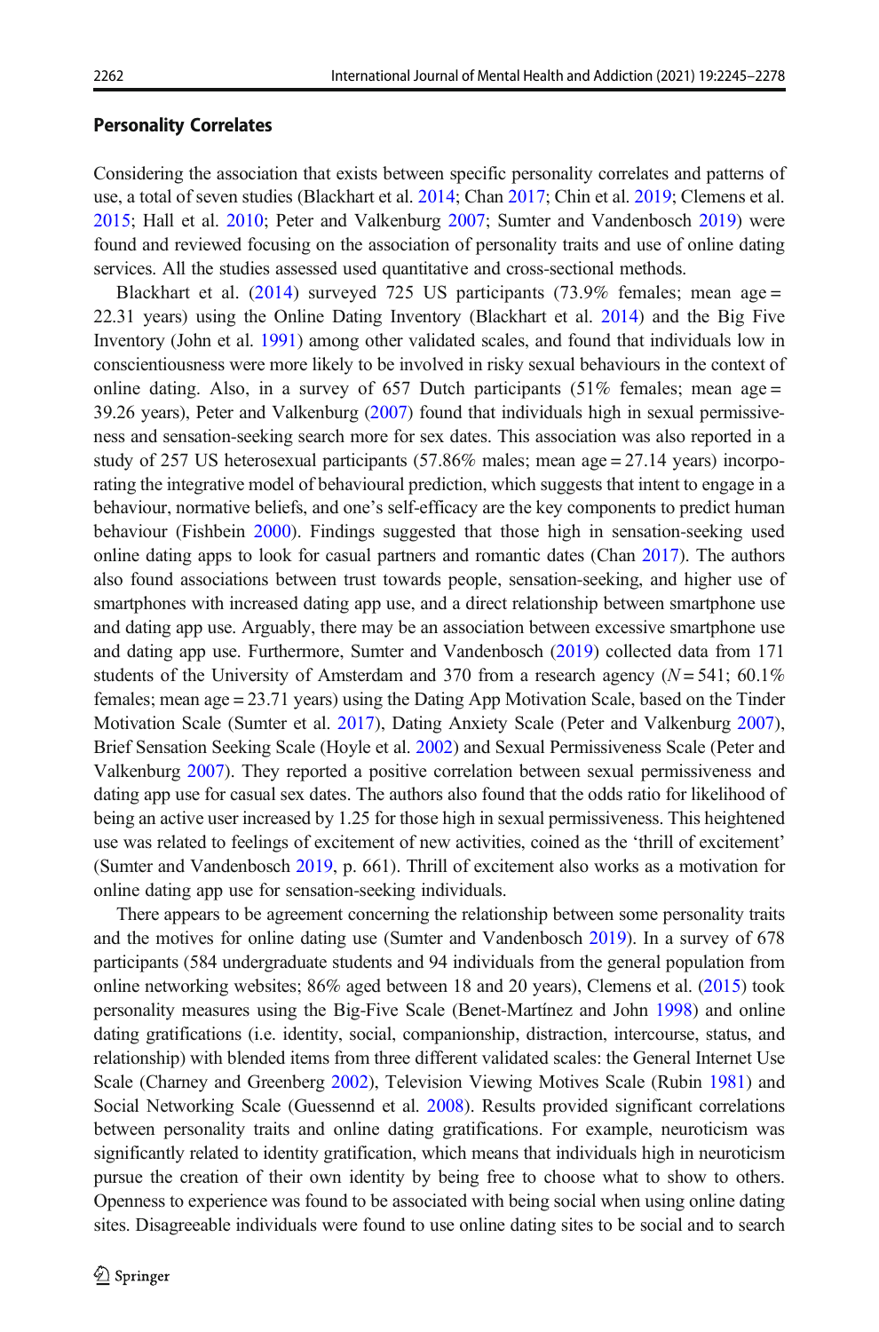#### Personality Correlates

Considering the association that exists between specific personality correlates and patterns of use, a total of seven studies (Blackhart et al. 2014; Chan 2017; Chin et al. 2019; Clemens et al. 2015; Hall et al. 2010; Peter and Valkenburg 2007; Sumter and Vandenbosch 2019) were found and reviewed focusing on the association of personality traits and use of online dating services. All the studies assessed used quantitative and cross-sectional methods.

Blackhart et al. (2014) surveyed 725 US participants (73.9% females; mean age = 22.31 years) using the Online Dating Inventory (Blackhart et al. 2014) and the Big Five Inventory (John et al. 1991) among other validated scales, and found that individuals low in conscientiousness were more likely to be involved in risky sexual behaviours in the context of online dating. Also, in a survey of 657 Dutch participants (51% females; mean age = 39.26 years), Peter and Valkenburg (2007) found that individuals high in sexual permissiveness and sensation-seeking search more for sex dates. This association was also reported in a study of 257 US heterosexual participants (57.86% males; mean age = 27.14 years) incorporating the integrative model of behavioural prediction, which suggests that intent to engage in a behaviour, normative beliefs, and one's self-efficacy are the key components to predict human behaviour (Fishbein 2000). Findings suggested that those high in sensation-seeking used online dating apps to look for casual partners and romantic dates (Chan 2017). The authors also found associations between trust towards people, sensation-seeking, and higher use of smartphones with increased dating app use, and a direct relationship between smartphone use and dating app use. Arguably, there may be an association between excessive smartphone use and dating app use. Furthermore, Sumter and Vandenbosch (2019) collected data from 171 students of the University of Amsterdam and 370 from a research agency ($N = 541$; 60.1% females; mean age = 23.71 years) using the Dating App Motivation Scale, based on the Tinder Motivation Scale (Sumter et al. 2017), Dating Anxiety Scale (Peter and Valkenburg 2007), Brief Sensation Seeking Scale (Hoyle et al. 2002) and Sexual Permissiveness Scale (Peter and Valkenburg 2007). They reported a positive correlation between sexual permissiveness and dating app use for casual sex dates. The authors also found that the odds ratio for likelihood of being an active user increased by 1.25 for those high in sexual permissiveness. This heightened use was related to feelings of excitement of new activities, coined as the 'thrill of excitement' (Sumter and Vandenbosch 2019, p. 661). Thrill of excitement also works as a motivation for online dating app use for sensation-seeking individuals.

There appears to be agreement concerning the relationship between some personality traits and the motives for online dating use (Sumter and Vandenbosch 2019). In a survey of 678 participants (584 undergraduate students and 94 individuals from the general population from online networking websites; 86% aged between 18 and 20 years), Clemens et al. (2015) took personality measures using the Big-Five Scale (Benet-Martínez and John 1998) and online dating gratifications (i.e. identity, social, companionship, distraction, intercourse, status, and relationship) with blended items from three different validated scales: the General Internet Use Scale (Charney and Greenberg 2002), Television Viewing Motives Scale (Rubin 1981) and Social Networking Scale (Guessennd et al. 2008). Results provided significant correlations between personality traits and online dating gratifications. For example, neuroticism was significantly related to identity gratification, which means that individuals high in neuroticism pursue the creation of their own identity by being free to choose what to show to others. Openness to experience was found to be associated with being social when using online dating sites. Disagreeable individuals were found to use online dating sites to be social and to search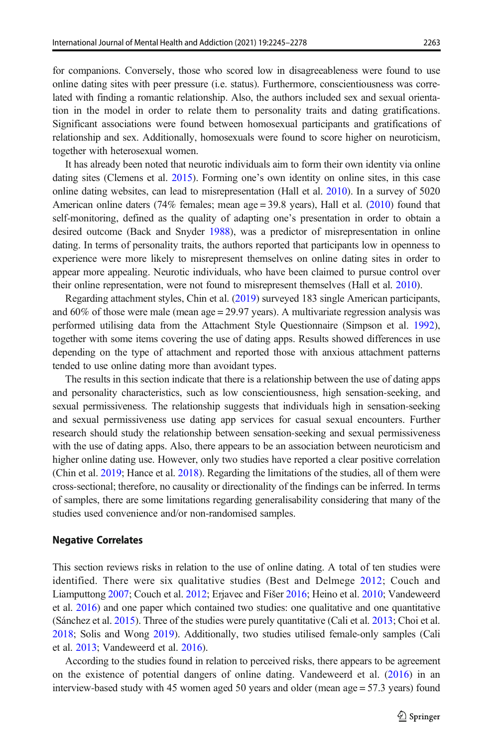for companions. Conversely, those who scored low in disagreeableness were found to use online dating sites with peer pressure (i.e. status). Furthermore, conscientiousness was correlated with finding a romantic relationship. Also, the authors included sex and sexual orientation in the model in order to relate them to personality traits and dating gratifications. Significant associations were found between homosexual participants and gratifications of relationship and sex. Additionally, homosexuals were found to score higher on neuroticism, together with heterosexual women.

It has already been noted that neurotic individuals aim to form their own identity via online dating sites (Clemens et al. 2015). Forming one's own identity on online sites, in this case online dating websites, can lead to misrepresentation (Hall et al. 2010). In a survey of 5020 American online daters (74% females; mean age = 39.8 years), Hall et al. (2010) found that self-monitoring, defined as the quality of adapting one's presentation in order to obtain a desired outcome (Back and Snyder 1988), was a predictor of misrepresentation in online dating. In terms of personality traits, the authors reported that participants low in openness to experience were more likely to misrepresent themselves on online dating sites in order to appear more appealing. Neurotic individuals, who have been claimed to pursue control over their online representation, were not found to misrepresent themselves (Hall et al. 2010).

Regarding attachment styles, Chin et al. (2019) surveyed 183 single American participants, and 60% of those were male (mean age = 29.97 years). A multivariate regression analysis was performed utilising data from the Attachment Style Questionnaire (Simpson et al. 1992), together with some items covering the use of dating apps. Results showed differences in use depending on the type of attachment and reported those with anxious attachment patterns tended to use online dating more than avoidant types.

The results in this section indicate that there is a relationship between the use of dating apps and personality characteristics, such as low conscientiousness, high sensation-seeking, and sexual permissiveness. The relationship suggests that individuals high in sensation-seeking and sexual permissiveness use dating app services for casual sexual encounters. Further research should study the relationship between sensation-seeking and sexual permissiveness with the use of dating apps. Also, there appears to be an association between neuroticism and higher online dating use. However, only two studies have reported a clear positive correlation (Chin et al. 2019; Hance et al. 2018). Regarding the limitations of the studies, all of them were cross-sectional; therefore, no causality or directionality of the findings can be inferred. In terms of samples, there are some limitations regarding generalisability considering that many of the studies used convenience and/or non-randomised samples.

### Negative Correlates

This section reviews risks in relation to the use of online dating. A total of ten studies were identified. There were six qualitative studies (Best and Delmege 2012; Couch and Liamputtong 2007; Couch et al. 2012; Erjavec and Fišer 2016; Heino et al. 2010; Vandeweerd et al. 2016) and one paper which contained two studies: one qualitative and one quantitative (Sánchez et al. 2015). Three of the studies were purely quantitative (Cali et al. 2013; Choi et al. 2018; Solis and Wong 2019). Additionally, two studies utilised female-only samples (Cali et al. 2013; Vandeweerd et al. 2016).

According to the studies found in relation to perceived risks, there appears to be agreement on the existence of potential dangers of online dating. Vandeweerd et al. (2016) in an interview-based study with 45 women aged 50 years and older (mean age = 57.3 years) found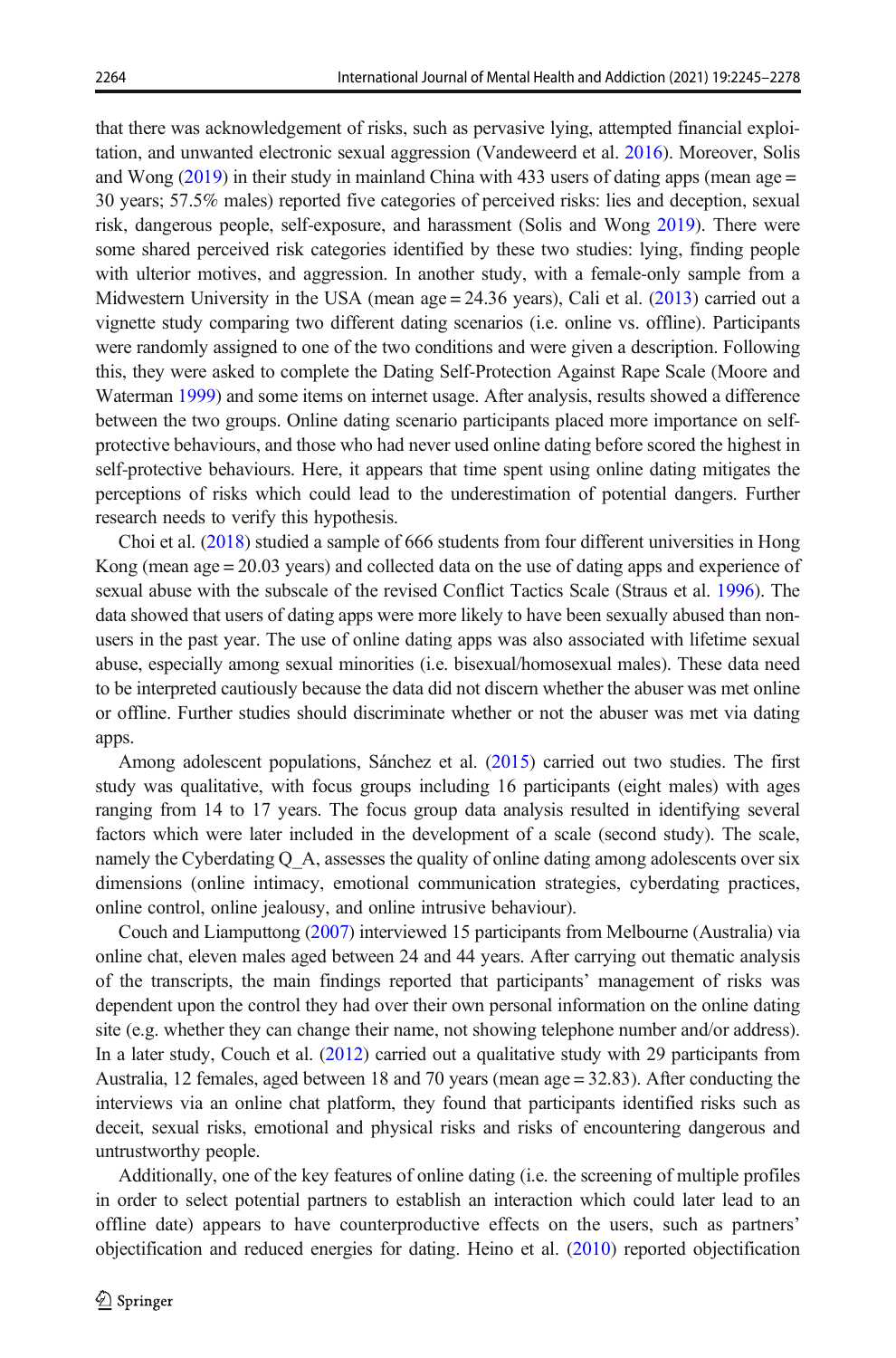that there was acknowledgement of risks, such as pervasive lying, attempted financial exploitation, and unwanted electronic sexual aggression (Vandeweerd et al. 2016). Moreover, Solis and Wong (2019) in their study in mainland China with 433 users of dating apps (mean age = 30 years; 57.5% males) reported five categories of perceived risks: lies and deception, sexual risk, dangerous people, self-exposure, and harassment (Solis and Wong 2019). There were some shared perceived risk categories identified by these two studies: lying, finding people with ulterior motives, and aggression. In another study, with a female-only sample from a Midwestern University in the USA (mean age = 24.36 years), Cali et al. (2013) carried out a vignette study comparing two different dating scenarios (i.e. online vs. offline). Participants were randomly assigned to one of the two conditions and were given a description. Following this, they were asked to complete the Dating Self-Protection Against Rape Scale (Moore and Waterman 1999) and some items on internet usage. After analysis, results showed a difference between the two groups. Online dating scenario participants placed more importance on self-protective behaviours, and those who had never used online dating before scored the highest in self-protective behaviours. Here, it appears that time spent using online dating mitigates the perceptions of risks which could lead to the underestimation of potential dangers. Further research needs to verify this hypothesis.

Choi et al. (2018) studied a sample of 666 students from four different universities in Hong Kong (mean age = 20.03 years) and collected data on the use of dating apps and experience of sexual abuse with the subscale of the revised Conflict Tactics Scale (Straus et al. 1996). The data showed that users of dating apps were more likely to have been sexually abused than non-users in the past year. The use of online dating apps was also associated with lifetime sexual abuse, especially among sexual minorities (i.e. bisexual/homosexual males). These data need to be interpreted cautiously because the data did not discern whether the abuser was met online or offline. Further studies should discriminate whether or not the abuser was met via dating apps.

Among adolescent populations, Sánchez et al. (2015) carried out two studies. The first study was qualitative, with focus groups including 16 participants (eight males) with ages ranging from 14 to 17 years. The focus group data analysis resulted in identifying several factors which were later included in the development of a scale (second study). The scale, namely the Cyberdating Q_A, assesses the quality of online dating among adolescents over six dimensions (online intimacy, emotional communication strategies, cyberdating practices, online control, online jealousy, and online intrusive behaviour).

Couch and Liamputtong (2007) interviewed 15 participants from Melbourne (Australia) via online chat, eleven males aged between 24 and 44 years. After carrying out thematic analysis of the transcripts, the main findings reported that participants' management of risks was dependent upon the control they had over their own personal information on the online dating site (e.g. whether they can change their name, not showing telephone number and/or address). In a later study, Couch et al. (2012) carried out a qualitative study with 29 participants from Australia, 12 females, aged between 18 and 70 years (mean age = 32.83). After conducting the interviews via an online chat platform, they found that participants identified risks such as deceit, sexual risks, emotional and physical risks and risks of encountering dangerous and untrustworthy people.

Additionally, one of the key features of online dating (i.e. the screening of multiple profiles in order to select potential partners to establish an interaction which could later lead to an offline date) appears to have counterproductive effects on the users, such as partners' objectification and reduced energies for dating. Heino et al. (2010) reported objectification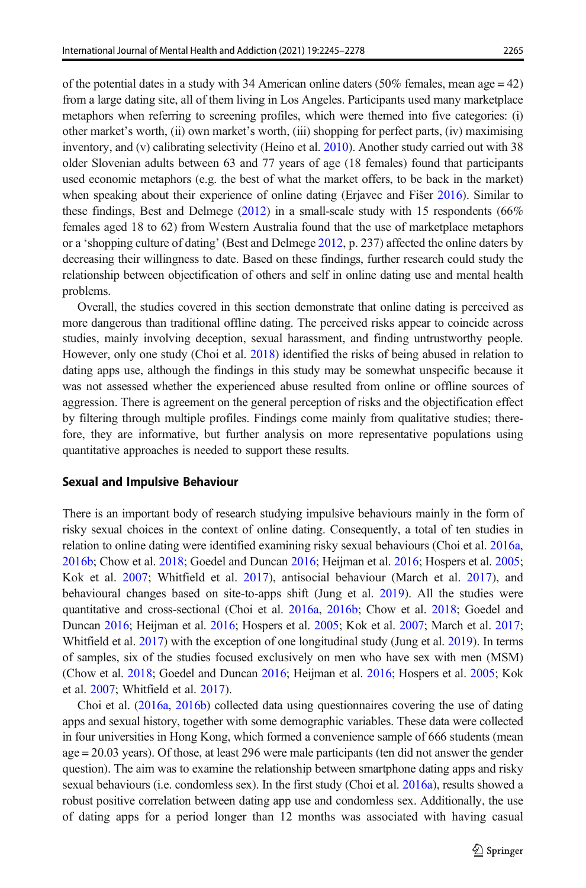of the potential dates in a study with 34 American online daters (50% females, mean age = 42) from a large dating site, all of them living in Los Angeles. Participants used many marketplace metaphors when referring to screening profiles, which were themed into five categories: (i) other market's worth, (ii) own market's worth, (iii) shopping for perfect parts, (iv) maximising inventory, and (v) calibrating selectivity (Heino et al. 2010). Another study carried out with 38 older Slovenian adults between 63 and 77 years of age (18 females) found that participants used economic metaphors (e.g. the best of what the market offers, to be back in the market) when speaking about their experience of online dating (Erjavec and Fišer 2016). Similar to these findings, Best and Delmege (2012) in a small-scale study with 15 respondents (66% females aged 18 to 62) from Western Australia found that the use of marketplace metaphors or a 'shopping culture of dating' (Best and Delmege 2012, p. 237) affected the online daters by decreasing their willingness to date. Based on these findings, further research could study the relationship between objectification of others and self in online dating use and mental health problems.

Overall, the studies covered in this section demonstrate that online dating is perceived as more dangerous than traditional offline dating. The perceived risks appear to coincide across studies, mainly involving deception, sexual harassment, and finding untrustworthy people. However, only one study (Choi et al. 2018) identified the risks of being abused in relation to dating apps use, although the findings in this study may be somewhat unspecific because it was not assessed whether the experienced abuse resulted from online or offline sources of aggression. There is agreement on the general perception of risks and the objectification effect by filtering through multiple profiles. Findings come mainly from qualitative studies; therefore, they are informative, but further analysis on more representative populations using quantitative approaches is needed to support these results.

### Sexual and Impulsive Behaviour

There is an important body of research studying impulsive behaviours mainly in the form of risky sexual choices in the context of online dating. Consequently, a total of ten studies in relation to online dating were identified examining risky sexual behaviours (Choi et al. 2016a, 2016b; Chow et al. 2018; Goedel and Duncan 2016; Heijman et al. 2016; Hospers et al. 2005; Kok et al. 2007; Whitfield et al. 2017), antisocial behaviour (March et al. 2017), and behavioural changes based on site-to-apps shift (Jung et al. 2019). All the studies were quantitative and cross-sectional (Choi et al. 2016a, 2016b; Chow et al. 2018; Goedel and Duncan 2016; Heijman et al. 2016; Hospers et al. 2005; Kok et al. 2007; March et al. 2017; Whitfield et al. 2017) with the exception of one longitudinal study (Jung et al. 2019). In terms of samples, six of the studies focused exclusively on men who have sex with men (MSM) (Chow et al. 2018; Goedel and Duncan 2016; Heijman et al. 2016; Hospers et al. 2005; Kok et al. 2007; Whitfield et al. 2017).

Choi et al. (2016a, 2016b) collected data using questionnaires covering the use of dating apps and sexual history, together with some demographic variables. These data were collected in four universities in Hong Kong, which formed a convenience sample of 666 students (mean age = 20.03 years). Of those, at least 296 were male participants (ten did not answer the gender question). The aim was to examine the relationship between smartphone dating apps and risky sexual behaviours (i.e. condomless sex). In the first study (Choi et al. 2016a), results showed a robust positive correlation between dating app use and condomless sex. Additionally, the use of dating apps for a period longer than 12 months was associated with having casual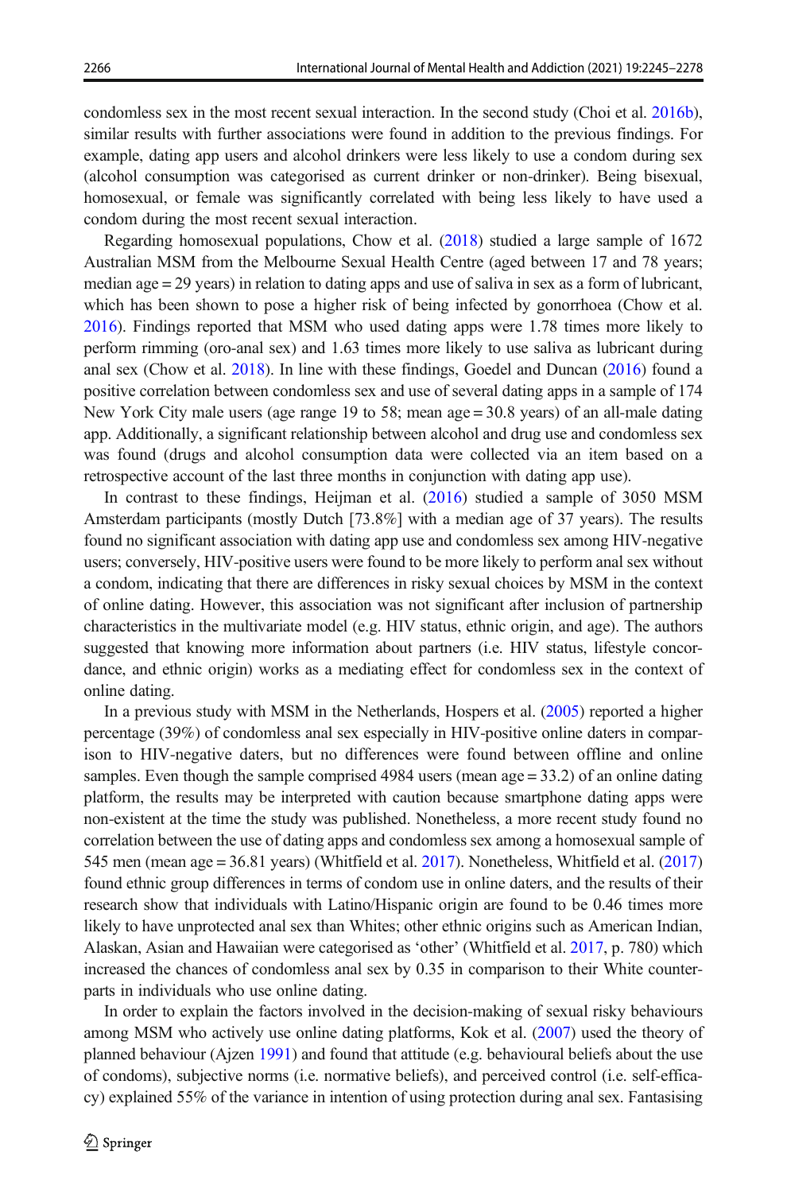condomless sex in the most recent sexual interaction. In the second study (Choi et al. 2016b), similar results with further associations were found in addition to the previous findings. For example, dating app users and alcohol drinkers were less likely to use a condom during sex (alcohol consumption was categorised as current drinker or non-drinker). Being bisexual, homosexual, or female was significantly correlated with being less likely to have used a condom during the most recent sexual interaction.

Regarding homosexual populations, Chow et al. (2018) studied a large sample of 1672 Australian MSM from the Melbourne Sexual Health Centre (aged between 17 and 78 years; median age = 29 years) in relation to dating apps and use of saliva in sex as a form of lubricant, which has been shown to pose a higher risk of being infected by gonorrhoea (Chow et al. 2016). Findings reported that MSM who used dating apps were 1.78 times more likely to perform rimming (oro-anal sex) and 1.63 times more likely to use saliva as lubricant during anal sex (Chow et al. 2018). In line with these findings, Goedel and Duncan (2016) found a positive correlation between condomless sex and use of several dating apps in a sample of 174 New York City male users (age range 19 to 58; mean age = 30.8 years) of an all-male dating app. Additionally, a significant relationship between alcohol and drug use and condomless sex was found (drugs and alcohol consumption data were collected via an item based on a retrospective account of the last three months in conjunction with dating app use).

In contrast to these findings, Heijman et al. (2016) studied a sample of 3050 MSM Amsterdam participants (mostly Dutch [73.8%] with a median age of 37 years). The results found no significant association with dating app use and condomless sex among HIV-negative users; conversely, HIV-positive users were found to be more likely to perform anal sex without a condom, indicating that there are differences in risky sexual choices by MSM in the context of online dating. However, this association was not significant after inclusion of partnership characteristics in the multivariate model (e.g. HIV status, ethnic origin, and age). The authors suggested that knowing more information about partners (i.e. HIV status, lifestyle concordance, and ethnic origin) works as a mediating effect for condomless sex in the context of online dating.

In a previous study with MSM in the Netherlands, Hospers et al. (2005) reported a higher percentage (39%) of condomless anal sex especially in HIV-positive online daters in comparison to HIV-negative daters, but no differences were found between offline and online samples. Even though the sample comprised 4984 users (mean age = 33.2) of an online dating platform, the results may be interpreted with caution because smartphone dating apps were non-existent at the time the study was published. Nonetheless, a more recent study found no correlation between the use of dating apps and condomless sex among a homosexual sample of 545 men (mean age = 36.81 years) (Whitfield et al. 2017). Nonetheless, Whitfield et al. (2017) found ethnic group differences in terms of condom use in online daters, and the results of their research show that individuals with Latino/Hispanic origin are found to be 0.46 times more likely to have unprotected anal sex than Whites; other ethnic origins such as American Indian, Alaskan, Asian and Hawaiian were categorised as 'other' (Whitfield et al. 2017, p. 780) which increased the chances of condomless anal sex by 0.35 in comparison to their White counterparts in individuals who use online dating.

In order to explain the factors involved in the decision-making of sexual risky behaviours among MSM who actively use online dating platforms, Kok et al. (2007) used the theory of planned behaviour (Ajzen 1991) and found that attitude (e.g. behavioural beliefs about the use of condoms), subjective norms (i.e. normative beliefs), and perceived control (i.e. self-efficacy) explained 55% of the variance in intention of using protection during anal sex. Fantasising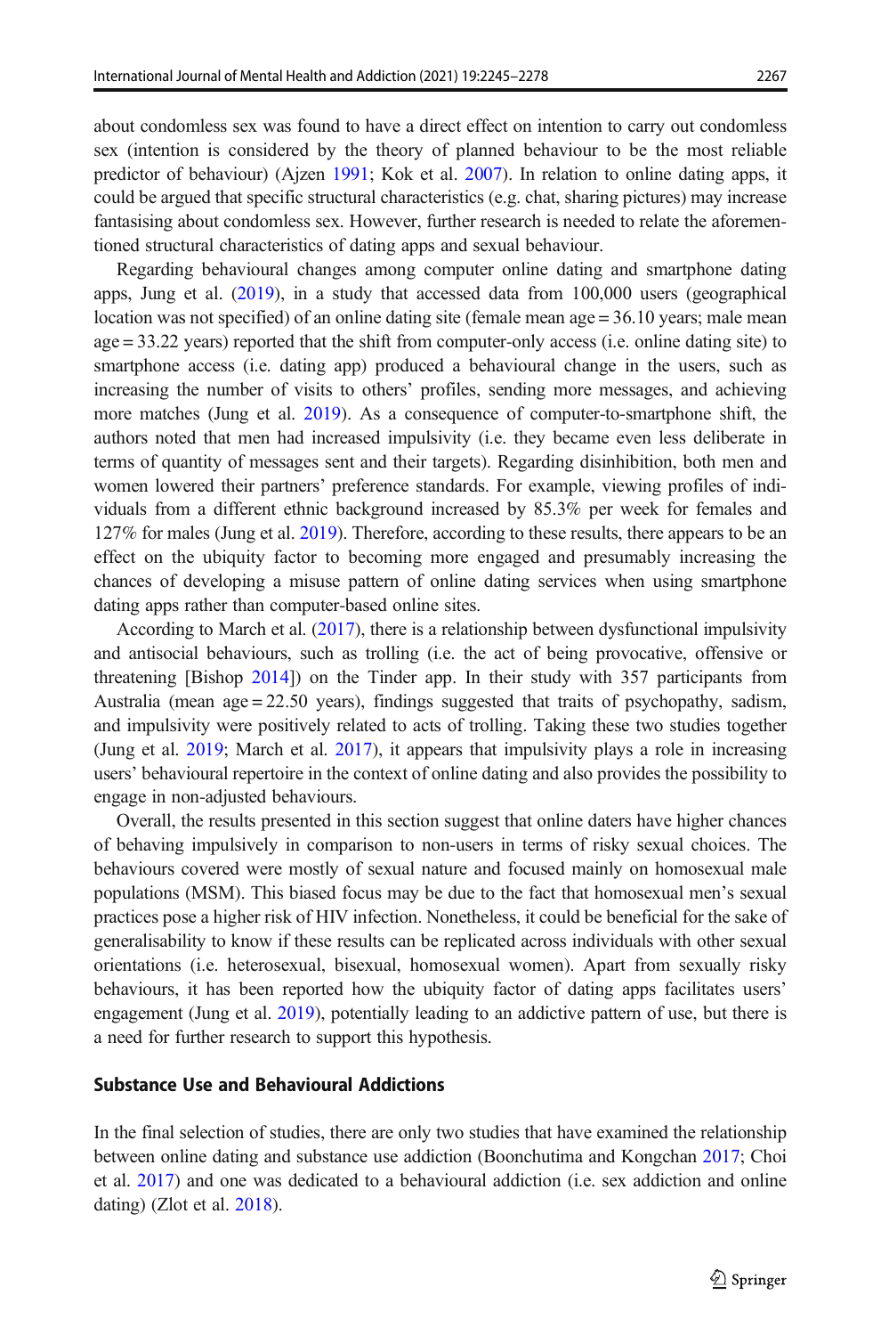about condomless sex was found to have a direct effect on intention to carry out condomless sex (intention is considered by the theory of planned behaviour to be the most reliable predictor of behaviour) (Ajzen 1991; Kok et al. 2007). In relation to online dating apps, it could be argued that specific structural characteristics (e.g. chat, sharing pictures) may increase fantasising about condomless sex. However, further research is needed to relate the aforementioned structural characteristics of dating apps and sexual behaviour.

Regarding behavioural changes among computer online dating and smartphone dating apps, Jung et al. (2019), in a study that accessed data from 100,000 users (geographical location was not specified) of an online dating site (female mean age = 36.10 years; male mean age = 33.22 years) reported that the shift from computer-only access (i.e. online dating site) to smartphone access (i.e. dating app) produced a behavioural change in the users, such as increasing the number of visits to others' profiles, sending more messages, and achieving more matches (Jung et al. 2019). As a consequence of computer-to-smartphone shift, the authors noted that men had increased impulsivity (i.e. they became even less deliberate in terms of quantity of messages sent and their targets). Regarding disinhibition, both men and women lowered their partners' preference standards. For example, viewing profiles of individuals from a different ethnic background increased by 85.3% per week for females and 127% for males (Jung et al. 2019). Therefore, according to these results, there appears to be an effect on the ubiquity factor to becoming more engaged and presumably increasing the chances of developing a misuse pattern of online dating services when using smartphone dating apps rather than computer-based online sites.

According to March et al. (2017), there is a relationship between dysfunctional impulsivity and antisocial behaviours, such as trolling (i.e. the act of being provocative, offensive or threatening [Bishop 2014]) on the Tinder app. In their study with 357 participants from Australia (mean age = 22.50 years), findings suggested that traits of psychopathy, sadism, and impulsivity were positively related to acts of trolling. Taking these two studies together (Jung et al. 2019; March et al. 2017), it appears that impulsivity plays a role in increasing users' behavioural repertoire in the context of online dating and also provides the possibility to engage in non-adjusted behaviours.

Overall, the results presented in this section suggest that online daters have higher chances of behaving impulsively in comparison to non-users in terms of risky sexual choices. The behaviours covered were mostly of sexual nature and focused mainly on homosexual male populations (MSM). This biased focus may be due to the fact that homosexual men's sexual practices pose a higher risk of HIV infection. Nonetheless, it could be beneficial for the sake of generalisability to know if these results can be replicated across individuals with other sexual orientations (i.e. heterosexual, bisexual, homosexual women). Apart from sexually risky behaviours, it has been reported how the ubiquity factor of dating apps facilitates users' engagement (Jung et al. 2019), potentially leading to an addictive pattern of use, but there is a need for further research to support this hypothesis.

## Substance Use and Behavioural Addictions

In the final selection of studies, there are only two studies that have examined the relationship between online dating and substance use addiction (Boonchutima and Kongchan 2017; Choi et al. 2017) and one was dedicated to a behavioural addiction (i.e. sex addiction and online dating) (Zlot et al. 2018).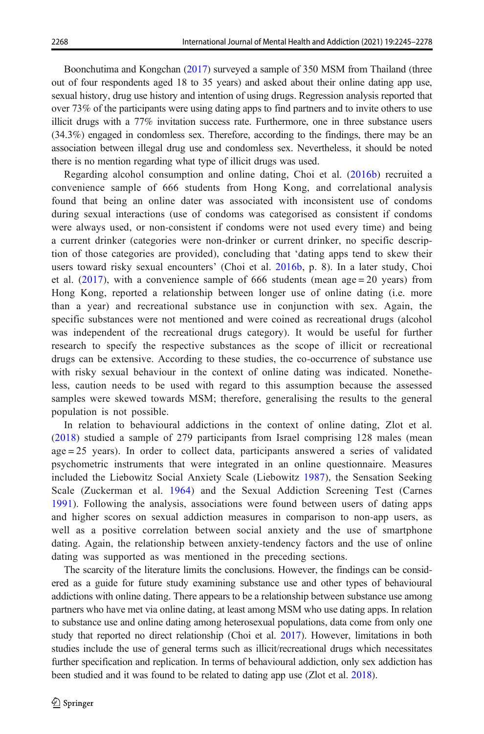Boonchutima and Kongchan (2017) surveyed a sample of 350 MSM from Thailand (three out of four respondents aged 18 to 35 years) and asked about their online dating app use, sexual history, drug use history and intention of using drugs. Regression analysis reported that over 73% of the participants were using dating apps to find partners and to invite others to use illicit drugs with a 77% invitation success rate. Furthermore, one in three substance users (34.3%) engaged in condomless sex. Therefore, according to the findings, there may be an association between illegal drug use and condomless sex. Nevertheless, it should be noted there is no mention regarding what type of illicit drugs was used.

Regarding alcohol consumption and online dating, Choi et al. (2016b) recruited a convenience sample of 666 students from Hong Kong, and correlational analysis found that being an online dater was associated with inconsistent use of condoms during sexual interactions (use of condoms was categorised as consistent if condoms were always used, or non-consistent if condoms were not used every time) and being a current drinker (categories were non-drinker or current drinker, no specific description of those categories are provided), concluding that 'dating apps tend to skew their users toward risky sexual encounters' (Choi et al. 2016b, p. 8). In a later study, Choi et al. (2017), with a convenience sample of 666 students (mean age = 20 years) from Hong Kong, reported a relationship between longer use of online dating (i.e. more than a year) and recreational substance use in conjunction with sex. Again, the specific substances were not mentioned and were coined as recreational drugs (alcohol was independent of the recreational drugs category). It would be useful for further research to specify the respective substances as the scope of illicit or recreational drugs can be extensive. According to these studies, the co-occurrence of substance use with risky sexual behaviour in the context of online dating was indicated. Nonetheless, caution needs to be used with regard to this assumption because the assessed samples were skewed towards MSM; therefore, generalising the results to the general population is not possible.

In relation to behavioural addictions in the context of online dating, Zlot et al. (2018) studied a sample of 279 participants from Israel comprising 128 males (mean age = 25 years). In order to collect data, participants answered a series of validated psychometric instruments that were integrated in an online questionnaire. Measures included the Liebowitz Social Anxiety Scale (Liebowitz 1987), the Sensation Seeking Scale (Zuckerman et al. 1964) and the Sexual Addiction Screening Test (Carnes 1991). Following the analysis, associations were found between users of dating apps and higher scores on sexual addiction measures in comparison to non-app users, as well as a positive correlation between social anxiety and the use of smartphone dating. Again, the relationship between anxiety-tendency factors and the use of online dating was supported as was mentioned in the preceding sections.

The scarcity of the literature limits the conclusions. However, the findings can be considered as a guide for future study examining substance use and other types of behavioural addictions with online dating. There appears to be a relationship between substance use among partners who have met via online dating, at least among MSM who use dating apps. In relation to substance use and online dating among heterosexual populations, data come from only one study that reported no direct relationship (Choi et al. 2017). However, limitations in both studies include the use of general terms such as illicit/recreational drugs which necessitates further specification and replication. In terms of behavioural addiction, only sex addiction has been studied and it was found to be related to dating app use (Zlot et al. 2018).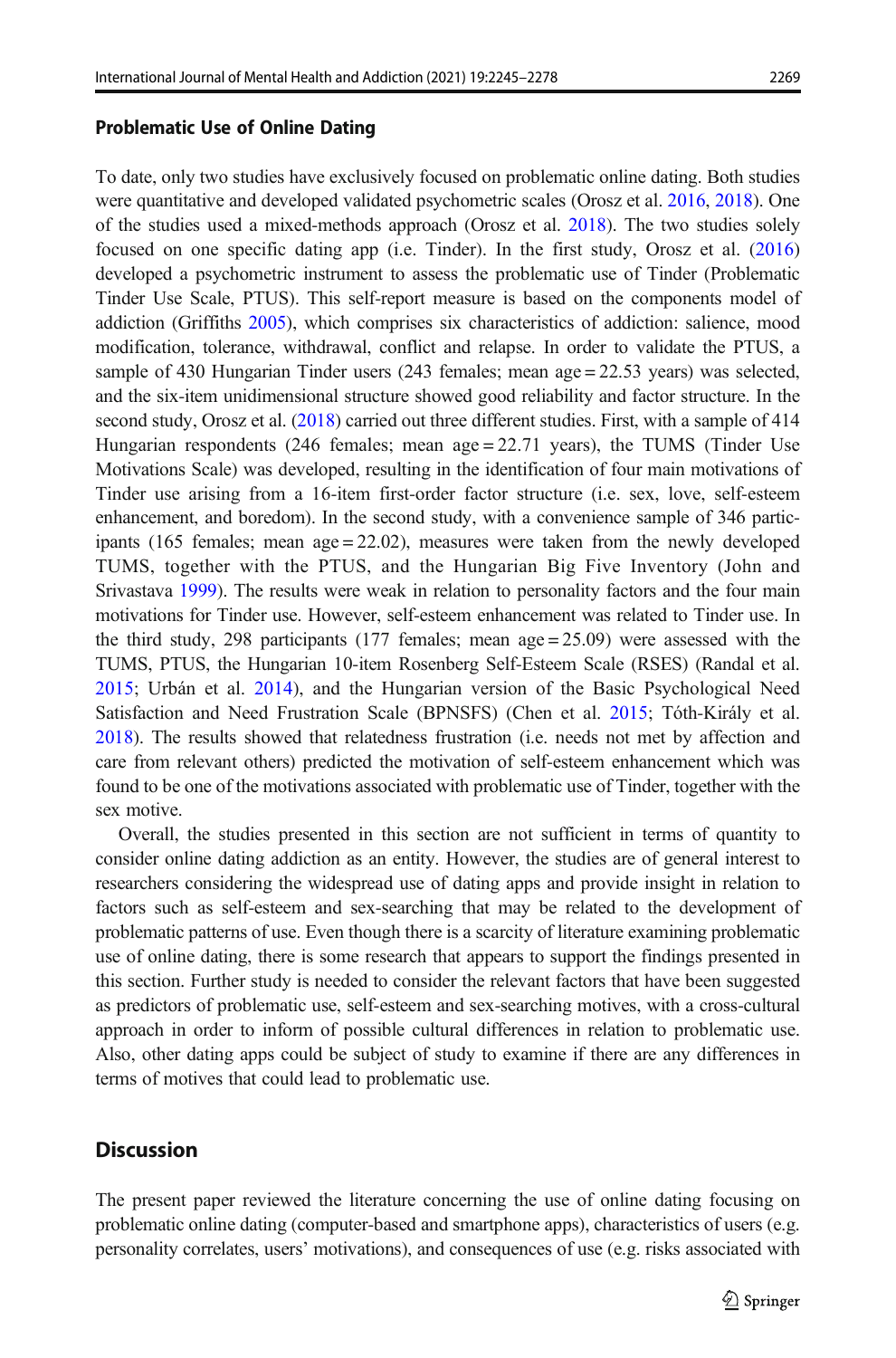### Problematic Use of Online Dating

To date, only two studies have exclusively focused on problematic online dating. Both studies were quantitative and developed validated psychometric scales (Orosz et al. 2016, 2018). One of the studies used a mixed-methods approach (Orosz et al. 2018). The two studies solely focused on one specific dating app (i.e. Tinder). In the first study, Orosz et al. (2016) developed a psychometric instrument to assess the problematic use of Tinder (Problematic Tinder Use Scale, PTUS). This self-report measure is based on the components model of addiction (Griffiths 2005), which comprises six characteristics of addiction: salience, mood modification, tolerance, withdrawal, conflict and relapse. In order to validate the PTUS, a sample of 430 Hungarian Tinder users (243 females; mean age = 22.53 years) was selected, and the six-item unidimensional structure showed good reliability and factor structure. In the second study, Orosz et al. (2018) carried out three different studies. First, with a sample of 414 Hungarian respondents (246 females; mean age = 22.71 years), the TUMS (Tinder Use Motivations Scale) was developed, resulting in the identification of four main motivations of Tinder use arising from a 16-item first-order factor structure (i.e. sex, love, self-esteem enhancement, and boredom). In the second study, with a convenience sample of 346 participants (165 females; mean age = 22.02), measures were taken from the newly developed TUMS, together with the PTUS, and the Hungarian Big Five Inventory (John and Srivastava 1999). The results were weak in relation to personality factors and the four main motivations for Tinder use. However, self-esteem enhancement was related to Tinder use. In the third study, 298 participants (177 females; mean age = 25.09) were assessed with the TUMS, PTUS, the Hungarian 10-item Rosenberg Self-Esteem Scale (RSES) (Randal et al. 2015; Urbán et al. 2014), and the Hungarian version of the Basic Psychological Need Satisfaction and Need Frustration Scale (BPNSFS) (Chen et al. 2015; Tóth-Király et al. 2018). The results showed that relatedness frustration (i.e. needs not met by affection and care from relevant others) predicted the motivation of self-esteem enhancement which was found to be one of the motivations associated with problematic use of Tinder, together with the sex motive.

Overall, the studies presented in this section are not sufficient in terms of quantity to consider online dating addiction as an entity. However, the studies are of general interest to researchers considering the widespread use of dating apps and provide insight in relation to factors such as self-esteem and sex-searching that may be related to the development of problematic patterns of use. Even though there is a scarcity of literature examining problematic use of online dating, there is some research that appears to support the findings presented in this section. Further study is needed to consider the relevant factors that have been suggested as predictors of problematic use, self-esteem and sex-searching motives, with a cross-cultural approach in order to inform of possible cultural differences in relation to problematic use. Also, other dating apps could be subject of study to examine if there are any differences in terms of motives that could lead to problematic use.

## Discussion

The present paper reviewed the literature concerning the use of online dating focusing on problematic online dating (computer-based and smartphone apps), characteristics of users (e.g. personality correlates, users' motivations), and consequences of use (e.g. risks associated with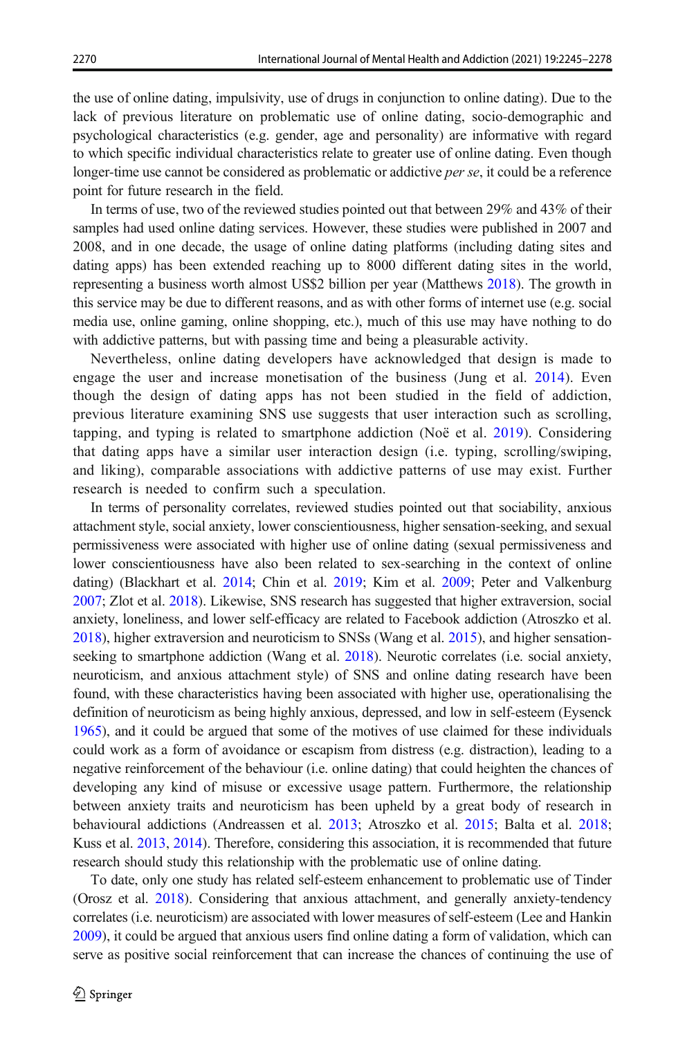the use of online dating, impulsivity, use of drugs in conjunction to online dating). Due to the lack of previous literature on problematic use of online dating, socio-demographic and psychological characteristics (e.g. gender, age and personality) are informative with regard to which specific individual characteristics relate to greater use of online dating. Even though longer-time use cannot be considered as problematic or addictive *per se*, it could be a reference point for future research in the field.

In terms of use, two of the reviewed studies pointed out that between 29% and 43% of their samples had used online dating services. However, these studies were published in 2007 and 2008, and in one decade, the usage of online dating platforms (including dating sites and dating apps) has been extended reaching up to 8000 different dating sites in the world, representing a business worth almost US$2 billion per year (Matthews 2018). The growth in this service may be due to different reasons, and as with other forms of internet use (e.g. social media use, online gaming, online shopping, etc.), much of this use may have nothing to do with addictive patterns, but with passing time and being a pleasurable activity.

Nevertheless, online dating developers have acknowledged that design is made to engage the user and increase monetisation of the business (Jung et al. 2014). Even though the design of dating apps has not been studied in the field of addiction, previous literature examining SNS use suggests that user interaction such as scrolling, tapping, and typing is related to smartphone addiction (Noë et al. 2019). Considering that dating apps have a similar user interaction design (i.e. typing, scrolling/swiping, and liking), comparable associations with addictive patterns of use may exist. Further research is needed to confirm such a speculation.

In terms of personality correlates, reviewed studies pointed out that sociability, anxious attachment style, social anxiety, lower conscientiousness, higher sensation-seeking, and sexual permissiveness were associated with higher use of online dating (sexual permissiveness and lower conscientiousness have also been related to sex-searching in the context of online dating) (Blackhart et al. 2014; Chin et al. 2019; Kim et al. 2009; Peter and Valkenburg 2007; Zlot et al. 2018). Likewise, SNS research has suggested that higher extraversion, social anxiety, loneliness, and lower self-efficacy are related to Facebook addiction (Atroszko et al. 2018), higher extraversion and neuroticism to SNSs (Wang et al. 2015), and higher sensation-seeking to smartphone addiction (Wang et al. 2018). Neurotic correlates (i.e. social anxiety, neuroticism, and anxious attachment style) of SNS and online dating research have been found, with these characteristics having been associated with higher use, operationalising the definition of neuroticism as being highly anxious, depressed, and low in self-esteem (Eysenck 1965), and it could be argued that some of the motives of use claimed for these individuals could work as a form of avoidance or escapism from distress (e.g. distraction), leading to a negative reinforcement of the behaviour (i.e. online dating) that could heighten the chances of developing any kind of misuse or excessive usage pattern. Furthermore, the relationship between anxiety traits and neuroticism has been upheld by a great body of research in behavioural addictions (Andreassen et al. 2013; Atroszko et al. 2015; Balta et al. 2018; Kuss et al. 2013, 2014). Therefore, considering this association, it is recommended that future research should study this relationship with the problematic use of online dating.

To date, only one study has related self-esteem enhancement to problematic use of Tinder (Orosz et al. 2018). Considering that anxious attachment, and generally anxiety-tendency correlates (i.e. neuroticism) are associated with lower measures of self-esteem (Lee and Hankin 2009), it could be argued that anxious users find online dating a form of validation, which can serve as positive social reinforcement that can increase the chances of continuing the use of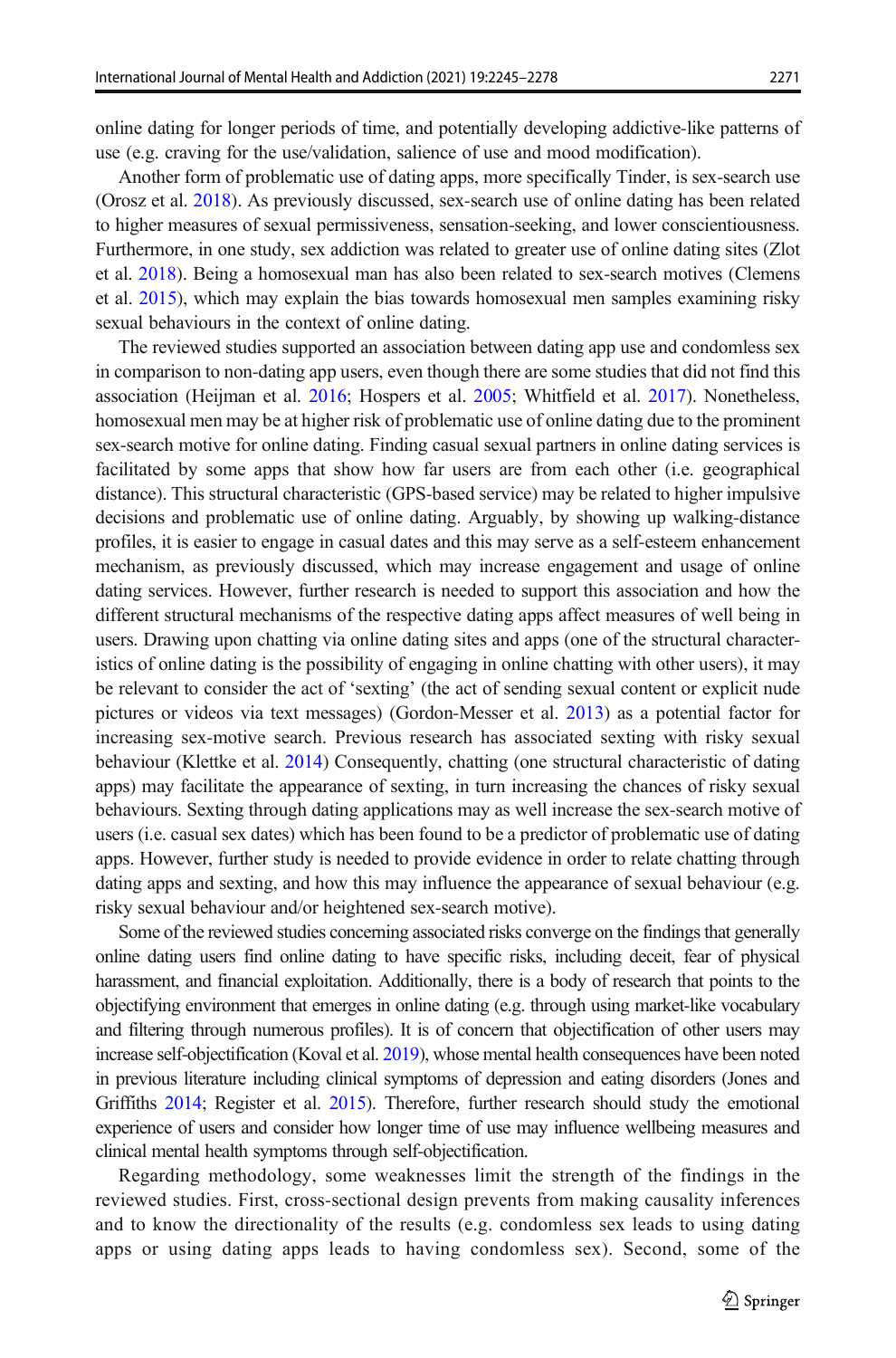online dating for longer periods of time, and potentially developing addictive-like patterns of use (e.g. craving for the use/validation, salience of use and mood modification).

Another form of problematic use of dating apps, more specifically Tinder, is sex-search use (Orosz et al. 2018). As previously discussed, sex-search use of online dating has been related to higher measures of sexual permissiveness, sensation-seeking, and lower conscientiousness. Furthermore, in one study, sex addiction was related to greater use of online dating sites (Zlot et al. 2018). Being a homosexual man has also been related to sex-search motives (Clemens et al. 2015), which may explain the bias towards homosexual men samples examining risky sexual behaviours in the context of online dating.

The reviewed studies supported an association between dating app use and condomless sex in comparison to non-dating app users, even though there are some studies that did not find this association (Heijman et al. 2016; Hospers et al. 2005; Whitfield et al. 2017). Nonetheless, homosexual men may be at higher risk of problematic use of online dating due to the prominent sex-search motive for online dating. Finding casual sexual partners in online dating services is facilitated by some apps that show how far users are from each other (i.e. geographical distance). This structural characteristic (GPS-based service) may be related to higher impulsive decisions and problematic use of online dating. Arguably, by showing up walking-distance profiles, it is easier to engage in casual dates and this may serve as a self-esteem enhancement mechanism, as previously discussed, which may increase engagement and usage of online dating services. However, further research is needed to support this association and how the different structural mechanisms of the respective dating apps affect measures of well being in users. Drawing upon chatting via online dating sites and apps (one of the structural characteristics of online dating is the possibility of engaging in online chatting with other users), it may be relevant to consider the act of 'sexting' (the act of sending sexual content or explicit nude pictures or videos via text messages) (Gordon-Messer et al. 2013) as a potential factor for increasing sex-motive search. Previous research has associated sexting with risky sexual behaviour (Klettke et al. 2014) Consequently, chatting (one structural characteristic of dating apps) may facilitate the appearance of sexting, in turn increasing the chances of risky sexual behaviours. Sexting through dating applications may as well increase the sex-search motive of users (i.e. casual sex dates) which has been found to be a predictor of problematic use of dating apps. However, further study is needed to provide evidence in order to relate chatting through dating apps and sexting, and how this may influence the appearance of sexual behaviour (e.g. risky sexual behaviour and/or heightened sex-search motive).

Some of the reviewed studies concerning associated risks converge on the findings that generally online dating users find online dating to have specific risks, including deceit, fear of physical harassment, and financial exploitation. Additionally, there is a body of research that points to the objectifying environment that emerges in online dating (e.g. through using market-like vocabulary and filtering through numerous profiles). It is of concern that objectification of other users may increase self-objectification (Koval et al. 2019), whose mental health consequences have been noted in previous literature including clinical symptoms of depression and eating disorders (Jones and Griffiths 2014; Register et al. 2015). Therefore, further research should study the emotional experience of users and consider how longer time of use may influence wellbeing measures and clinical mental health symptoms through self-objectification.

Regarding methodology, some weaknesses limit the strength of the findings in the reviewed studies. First, cross-sectional design prevents from making causality inferences and to know the directionality of the results (e.g. condomless sex leads to using dating apps or using dating apps leads to having condomless sex). Second, some of the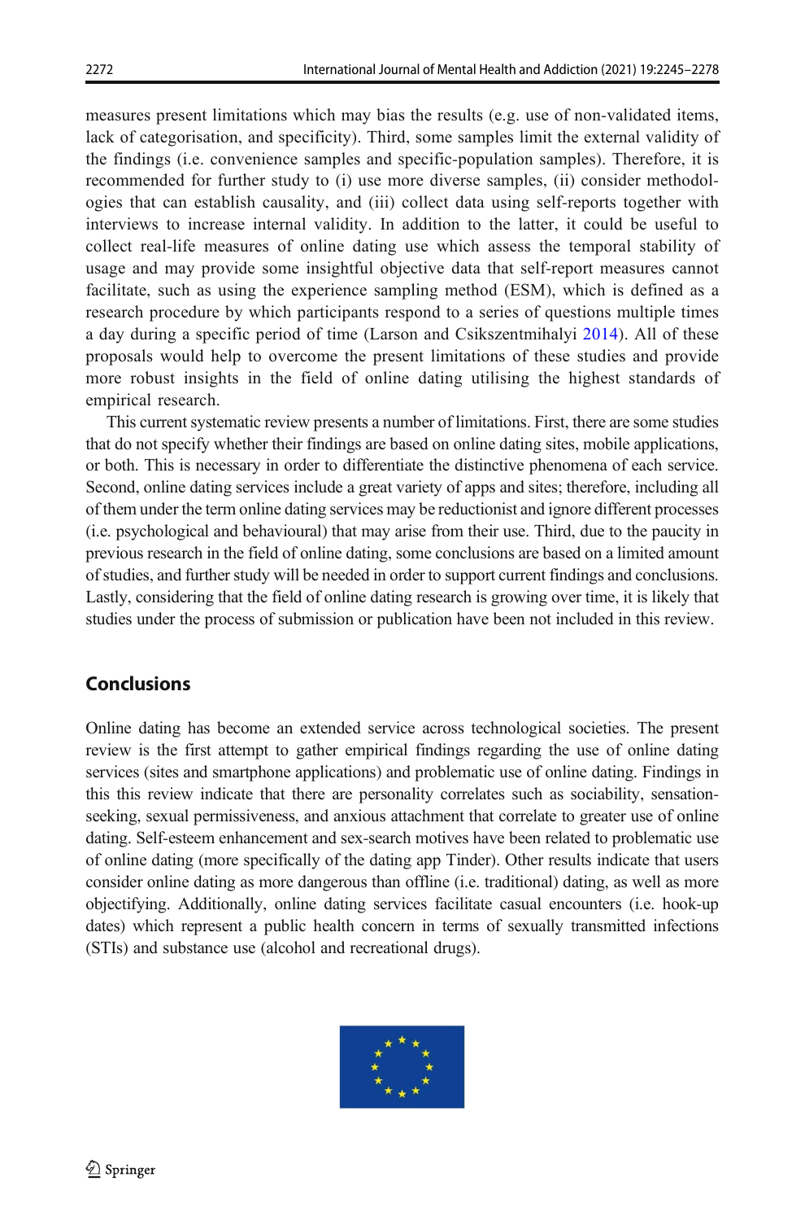measures present limitations which may bias the results (e.g. use of non-validated items, lack of categorisation, and specificity). Third, some samples limit the external validity of the findings (i.e. convenience samples and specific-population samples). Therefore, it is recommended for further study to (i) use more diverse samples, (ii) consider methodologies that can establish causality, and (iii) collect data using self-reports together with interviews to increase internal validity. In addition to the latter, it could be useful to collect real-life measures of online dating use which assess the temporal stability of usage and may provide some insightful objective data that self-report measures cannot facilitate, such as using the experience sampling method (ESM), which is defined as a research procedure by which participants respond to a series of questions multiple times a day during a specific period of time (Larson and Csikszentmihalyi 2014). All of these proposals would help to overcome the present limitations of these studies and provide more robust insights in the field of online dating utilising the highest standards of empirical research.

This current systematic review presents a number of limitations. First, there are some studies that do not specify whether their findings are based on online dating sites, mobile applications, or both. This is necessary in order to differentiate the distinctive phenomena of each service. Second, online dating services include a great variety of apps and sites; therefore, including all of them under the term online dating services may be reductionist and ignore different processes (i.e. psychological and behavioural) that may arise from their use. Third, due to the paucity in previous research in the field of online dating, some conclusions are based on a limited amount of studies, and further study will be needed in order to support current findings and conclusions. Lastly, considering that the field of online dating research is growing over time, it is likely that studies under the process of submission or publication have been not included in this review.

## Conclusions

Online dating has become an extended service across technological societies. The present review is the first attempt to gather empirical findings regarding the use of online dating services (sites and smartphone applications) and problematic use of online dating. Findings in this this review indicate that there are personality correlates such as sociability, sensation-seeking, sexual permissiveness, and anxious attachment that correlate to greater use of online dating. Self-esteem enhancement and sex-search motives have been related to problematic use of online dating (more specifically of the dating app Tinder). Other results indicate that users consider online dating as more dangerous than offline (i.e. traditional) dating, as well as more objectifying. Additionally, online dating services facilitate casual encounters (i.e. hook-up dates) which represent a public health concern in terms of sexually transmitted infections (STIs) and substance use (alcohol and recreational drugs).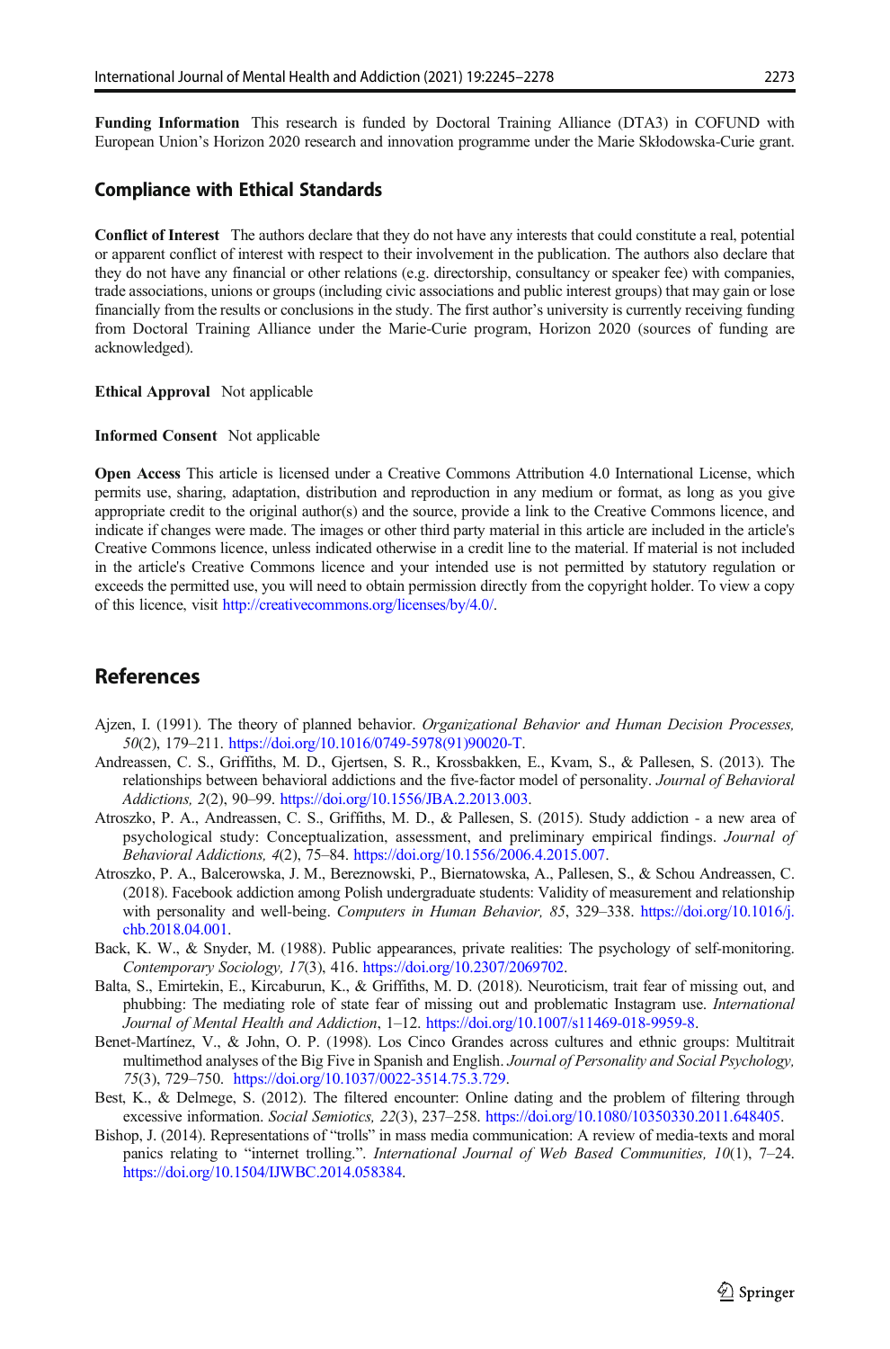**Funding Information** This research is funded by Doctoral Training Alliance (DTA3) in COFUND with European Union's Horizon 2020 research and innovation programme under the Marie Skłodowska-Curie grant.

## Compliance with Ethical Standards

**Conflict of Interest** The authors declare that they do not have any interests that could constitute a real, potential or apparent conflict of interest with respect to their involvement in the publication. The authors also declare that they do not have any financial or other relations (e.g. directorship, consultancy or speaker fee) with companies, trade associations, unions or groups (including civic associations and public interest groups) that may gain or lose financially from the results or conclusions in the study. The first author's university is currently receiving funding from Doctoral Training Alliance under the Marie-Curie program, Horizon 2020 (sources of funding are acknowledged).

**Ethical Approval** Not applicable

**Informed Consent** Not applicable

**Open Access** This article is licensed under a Creative Commons Attribution 4.0 International License, which permits use, sharing, adaptation, distribution and reproduction in any medium or format, as long as you give appropriate credit to the original author(s) and the source, provide a link to the Creative Commons licence, and indicate if changes were made. The images or other third party material in this article are included in the article's Creative Commons licence, unless indicated otherwise in a credit line to the material. If material is not included in the article's Creative Commons licence and your intended use is not permitted by statutory regulation or exceeds the permitted use, you will need to obtain permission directly from the copyright holder. To view a copy of this licence, visit http://creativecommons.org/licenses/by/4.0/.

## References

Ajzen, I. (1991). The theory of planned behavior. *Organizational Behavior and Human Decision Processes, 50*(2), 179–211. https://doi.org/10.1016/0749-5978(91)90020-T.

Andreassen, C. S., Griffiths, M. D., Gjertsen, S. R., Krossbakken, E., Kvam, S., & Pallesen, S. (2013). The relationships between behavioral addictions and the five-factor model of personality. *Journal of Behavioral Addictions, 2*(2), 90–99. https://doi.org/10.1556/JBA.2.2013.003.

Atroszko, P. A., Andreassen, C. S., Griffiths, M. D., & Pallesen, S. (2015). Study addiction - a new area of psychological study: Conceptualization, assessment, and preliminary empirical findings. *Journal of Behavioral Addictions, 4*(2), 75–84. https://doi.org/10.1556/2006.4.2015.007.

Atroszko, P. A., Balcerowska, J. M., Bereznowski, P., Biernatowska, A., Pallesen, S., & Schou Andreassen, C. (2018). Facebook addiction among Polish undergraduate students: Validity of measurement and relationship with personality and well-being. *Computers in Human Behavior, 85*, 329–338. https://doi.org/10.1016/j.chb.2018.04.001.

Back, K. W., & Snyder, M. (1988). Public appearances, private realities: The psychology of self-monitoring. *Contemporary Sociology, 17*(3), 416. https://doi.org/10.2307/2069702.

Balta, S., Emirtekin, E., Kircaburun, K., & Griffiths, M. D. (2018). Neuroticism, trait fear of missing out, and phubbing: The mediating role of state fear of missing out and problematic Instagram use. *International Journal of Mental Health and Addiction*, 1–12. https://doi.org/10.1007/s11469-018-9959-8.

Benet-Martínez, V., & John, O. P. (1998). Los Cinco Grandes across cultures and ethnic groups: Multitrait multimethod analyses of the Big Five in Spanish and English. *Journal of Personality and Social Psychology, 75*(3), 729–750. https://doi.org/10.1037/0022-3514.75.3.729.

Best, K., & Delmege, S. (2012). The filtered encounter: Online dating and the problem of filtering through excessive information. *Social Semiotics, 22*(3), 237–258. https://doi.org/10.1080/10350330.2011.648405.

Bishop, J. (2014). Representations of "trolls" in mass media communication: A review of media-texts and moral panics relating to "internet trolling.". *International Journal of Web Based Communities, 10*(1), 7–24. https://doi.org/10.1504/IJWBC.2014.058384.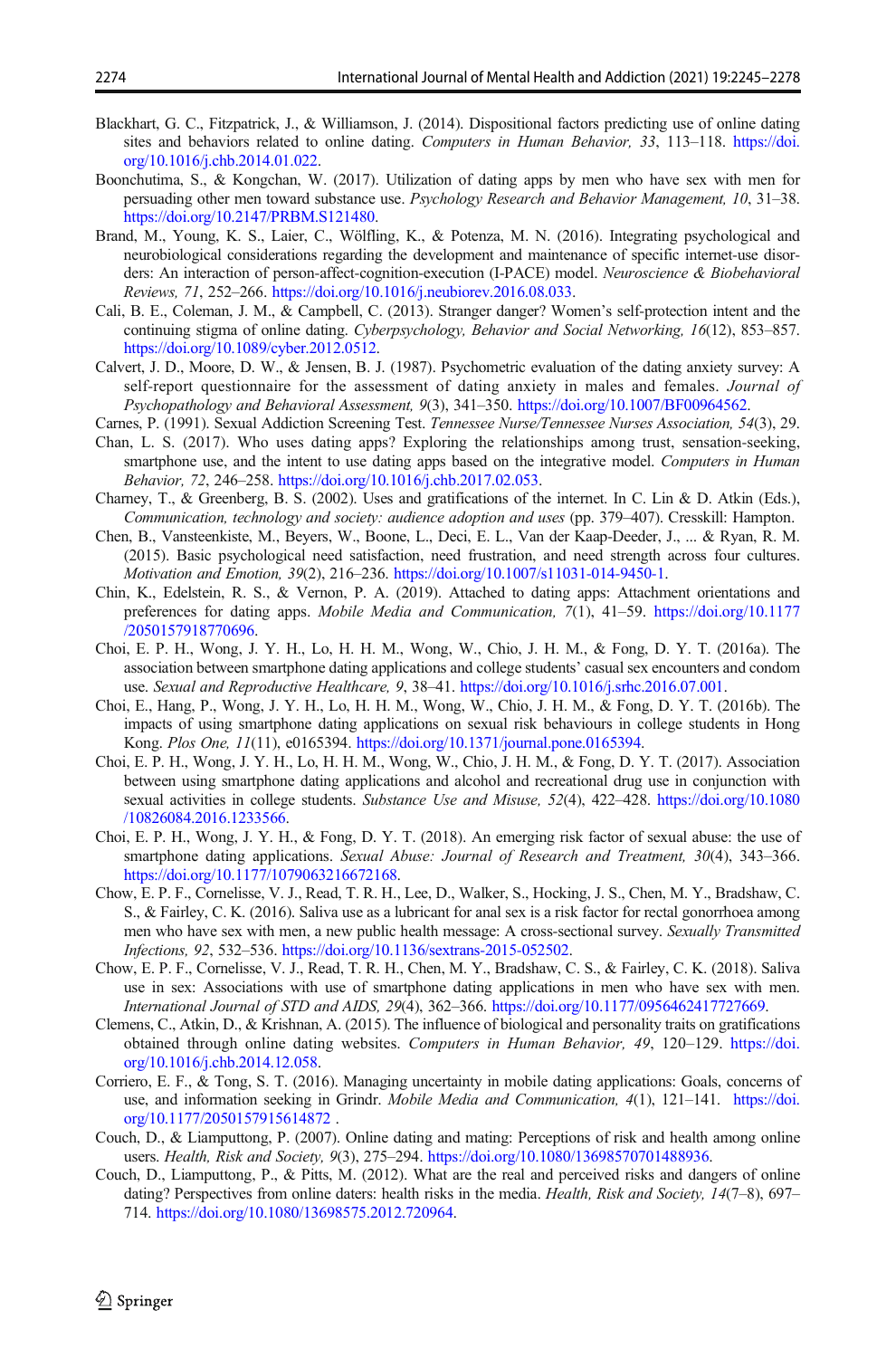Blackhart, G. C., Fitzpatrick, J., & Williamson, J. (2014). Dispositional factors predicting use of online dating sites and behaviors related to online dating. *Computers in Human Behavior, 33*, 113–118. https://doi.org/10.1016/j.chb.2014.01.022.

Boonchutima, S., & Kongchan, W. (2017). Utilization of dating apps by men who have sex with men for persuading other men toward substance use. *Psychology Research and Behavior Management, 10*, 31–38. https://doi.org/10.2147/PRBM.S121480.

Brand, M., Young, K. S., Laier, C., Wölfling, K., & Potenza, M. N. (2016). Integrating psychological and neurobiological considerations regarding the development and maintenance of specific internet-use disorders: An interaction of person-affect-cognition-execution (I-PACE) model. *Neuroscience & Biobehavioral Reviews, 71*, 252–266. https://doi.org/10.1016/j.neubiorev.2016.08.033.

Cali, B. E., Coleman, J. M., & Campbell, C. (2013). Stranger danger? Women's self-protection intent and the continuing stigma of online dating. *Cyberpsychology, Behavior and Social Networking, 16*(12), 853–857. https://doi.org/10.1089/cyber.2012.0512.

Calvert, J. D., Moore, D. W., & Jensen, B. J. (1987). Psychometric evaluation of the dating anxiety survey: A self-report questionnaire for the assessment of dating anxiety in males and females. *Journal of Psychopathology and Behavioral Assessment, 9*(3), 341–350. https://doi.org/10.1007/BF00964562.

Carnes, P. (1991). Sexual Addiction Screening Test. *Tennessee Nurse/Tennessee Nurses Association, 54*(3), 29.

Chan, L. S. (2017). Who uses dating apps? Exploring the relationships among trust, sensation-seeking, smartphone use, and the intent to use dating apps based on the integrative model. *Computers in Human Behavior, 72*, 246–258. https://doi.org/10.1016/j.chb.2017.02.053.

Charney, T., & Greenberg, B. S. (2002). Uses and gratifications of the internet. In C. Lin & D. Atkin (Eds.), *Communication, technology and society: audience adoption and uses* (pp. 379–407). Cresskill: Hampton.

Chen, B., Vansteenkiste, M., Beyers, W., Boone, L., Deci, E. L., Van der Kaap-Deeder, J., ... & Ryan, R. M. (2015). Basic psychological need satisfaction, need frustration, and need strength across four cultures. *Motivation and Emotion, 39*(2), 216–236. https://doi.org/10.1007/s11031-014-9450-1.

Chin, K., Edelstein, R. S., & Vernon, P. A. (2019). Attached to dating apps: Attachment orientations and preferences for dating apps. *Mobile Media and Communication, 7*(1), 41–59. https://doi.org/10.1177/2050157918770696.

Choi, E. P. H., Wong, J. Y. H., Lo, H. H. M., Wong, W., Chio, J. H. M., & Fong, D. Y. T. (2016a). The association between smartphone dating applications and college students' casual sex encounters and condom use. *Sexual and Reproductive Healthcare, 9*, 38–41. https://doi.org/10.1016/j.srhc.2016.07.001.

Choi, E., Hang, P., Wong, J. Y. H., Lo, H. H. M., Wong, W., Chio, J. H. M., & Fong, D. Y. T. (2016b). The impacts of using smartphone dating applications on sexual risk behaviours in college students in Hong Kong. *Plos One, 11*(11), e0165394. https://doi.org/10.1371/journal.pone.0165394.

Choi, E. P. H., Wong, J. Y. H., Lo, H. H. M., Wong, W., Chio, J. H. M., & Fong, D. Y. T. (2017). Association between using smartphone dating applications and alcohol and recreational drug use in conjunction with sexual activities in college students. *Substance Use and Misuse, 52*(4), 422–428. https://doi.org/10.1080/10826084.2016.1233566.

Choi, E. P. H., Wong, J. Y. H., & Fong, D. Y. T. (2018). An emerging risk factor of sexual abuse: the use of smartphone dating applications. *Sexual Abuse: Journal of Research and Treatment, 30*(4), 343–366. https://doi.org/10.1177/1079063216672168.

Chow, E. P. F., Cornelisse, V. J., Read, T. R. H., Lee, D., Walker, S., Hocking, J. S., Chen, M. Y., Bradshaw, C. S., & Fairley, C. K. (2016). Saliva use as a lubricant for anal sex is a risk factor for rectal gonorrhoea among men who have sex with men, a new public health message: A cross-sectional survey. *Sexually Transmitted Infections, 92*, 532–536. https://doi.org/10.1136/sextrans-2015-052502.

Chow, E. P. F., Cornelisse, V. J., Read, T. R. H., Chen, M. Y., Bradshaw, C. S., & Fairley, C. K. (2018). Saliva use in sex: Associations with use of smartphone dating applications in men who have sex with men. *International Journal of STD and AIDS, 29*(4), 362–366. https://doi.org/10.1177/0956462417727669.

Clemens, C., Atkin, D., & Krishnan, A. (2015). The influence of biological and personality traits on gratifications obtained through online dating websites. *Computers in Human Behavior, 49*, 120–129. https://doi.org/10.1016/j.chb.2014.12.058.

Corriero, E. F., & Tong, S. T. (2016). Managing uncertainty in mobile dating applications: Goals, concerns of use, and information seeking in Grindr. *Mobile Media and Communication, 4*(1), 121–141. https://doi.org/10.1177/2050157915614872 .

Couch, D., & Liamputtong, P. (2007). Online dating and mating: Perceptions of risk and health among online users. *Health, Risk and Society, 9*(3), 275–294. https://doi.org/10.1080/13698570701488936.

Couch, D., Liamputtong, P., & Pitts, M. (2012). What are the real and perceived risks and dangers of online dating? Perspectives from online daters: health risks in the media. *Health, Risk and Society, 14*(7–8), 697–714. https://doi.org/10.1080/13698575.2012.720964.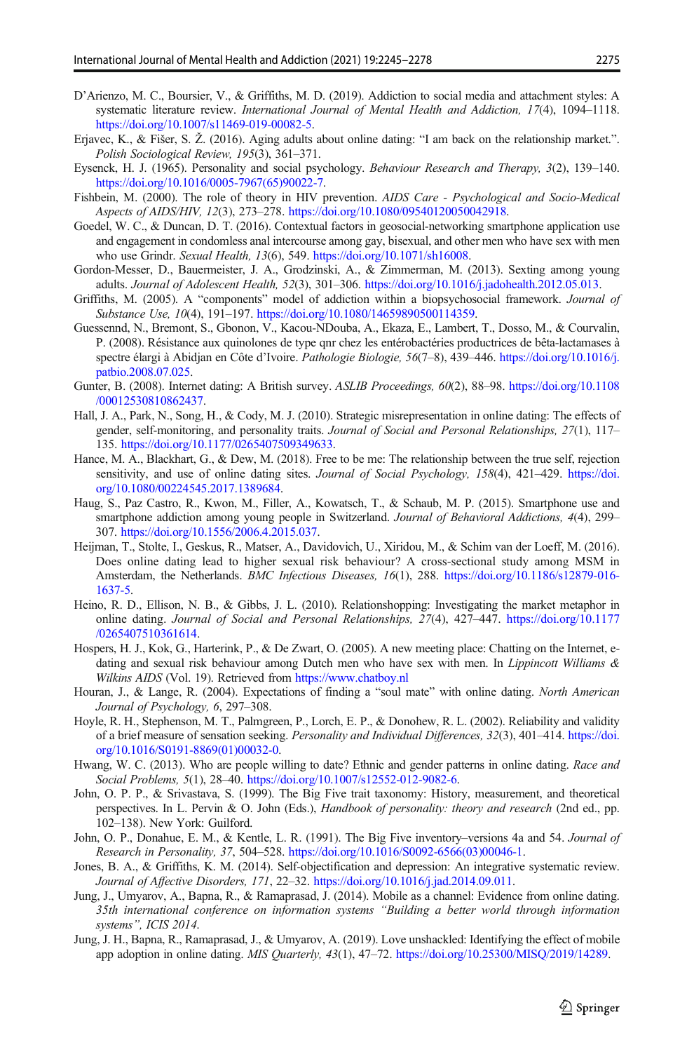D'Arienzo, M. C., Boursier, V., & Griffiths, M. D. (2019). Addiction to social media and attachment styles: A systematic literature review. *International Journal of Mental Health and Addiction, 17*(4), 1094–1118. https://doi.org/10.1007/s11469-019-00082-5.

Erjavec, K., & Fišer, S. Ž. (2016). Aging adults about online dating: "I am back on the relationship market.". *Polish Sociological Review, 195*(3), 361–371.

Eysenck, H. J. (1965). Personality and social psychology. *Behaviour Research and Therapy, 3*(2), 139–140. https://doi.org/10.1016/0005-7967(65)90022-7.

Fishbein, M. (2000). The role of theory in HIV prevention. *AIDS Care - Psychological and Socio-Medical Aspects of AIDS/HIV, 12*(3), 273–278. https://doi.org/10.1080/09540120050042918.

Goedel, W. C., & Duncan, D. T. (2016). Contextual factors in geosocial-networking smartphone application use and engagement in condomless anal intercourse among gay, bisexual, and other men who have sex with men who use Grindr. *Sexual Health, 13*(6), 549. https://doi.org/10.1071/sh16008.

Gordon-Messer, D., Bauermeister, J. A., Grodzinski, A., & Zimmerman, M. (2013). Sexting among young adults. *Journal of Adolescent Health, 52*(3), 301–306. https://doi.org/10.1016/j.jadohealth.2012.05.013.

Griffiths, M. (2005). A "components" model of addiction within a biopsychosocial framework. *Journal of Substance Use, 10*(4), 191–197. https://doi.org/10.1080/14659890500114359.

Guessennd, N., Bremont, S., Gbonon, V., Kacou-NDouba, A., Ekaza, E., Lambert, T., Dosso, M., & Courvalin, P. (2008). Résistance aux quinolones de type qnr chez les entérobactéries productrices de bêta-lactamases à spectre élargi à Abidjan en Côte d'Ivoire. *Pathologie Biologie, 56*(7–8), 439–446. https://doi.org/10.1016/j.patbio.2008.07.025.

Gunter, B. (2008). Internet dating: A British survey. *ASLIB Proceedings, 60*(2), 88–98. https://doi.org/10.1108/00012530810862437.

Hall, J. A., Park, N., Song, H., & Cody, M. J. (2010). Strategic misrepresentation in online dating: The effects of gender, self-monitoring, and personality traits. *Journal of Social and Personal Relationships, 27*(1), 117–135. https://doi.org/10.1177/0265407509349633.

Hance, M. A., Blackhart, G., & Dew, M. (2018). Free to be me: The relationship between the true self, rejection sensitivity, and use of online dating sites. *Journal of Social Psychology, 158*(4), 421–429. https://doi.org/10.1080/00224545.2017.1389684.

Haug, S., Paz Castro, R., Kwon, M., Filler, A., Kowatsch, T., & Schaub, M. P. (2015). Smartphone use and smartphone addiction among young people in Switzerland. *Journal of Behavioral Addictions, 4*(4), 299–307. https://doi.org/10.1556/2006.4.2015.037.

Heijman, T., Stolte, I., Geskus, R., Matser, A., Davidovich, U., Xiridou, M., & Schim van der Loeff, M. (2016). Does online dating lead to higher sexual risk behaviour? A cross-sectional study among MSM in Amsterdam, the Netherlands. *BMC Infectious Diseases, 16*(1), 288. https://doi.org/10.1186/s12879-016-1637-5.

Heino, R. D., Ellison, N. B., & Gibbs, J. L. (2010). Relationshopping: Investigating the market metaphor in online dating. *Journal of Social and Personal Relationships, 27*(4), 427–447. https://doi.org/10.1177/0265407510361614.

Hospers, H. J., Kok, G., Harterink, P., & De Zwart, O. (2005). A new meeting place: Chatting on the Internet, e-dating and sexual risk behaviour among Dutch men who have sex with men. In *Lippincott Williams & Wilkins AIDS* (Vol. 19). Retrieved from https://www.chatboy.nl

Houran, J., & Lange, R. (2004). Expectations of finding a "soul mate" with online dating. *North American Journal of Psychology, 6*, 297–308.

Hoyle, R. H., Stephenson, M. T., Palmgreen, P., Lorch, E. P., & Donohew, R. L. (2002). Reliability and validity of a brief measure of sensation seeking. *Personality and Individual Differences, 32*(3), 401–414. https://doi.org/10.1016/S0191-8869(01)00032-0.

Hwang, W. C. (2013). Who are people willing to date? Ethnic and gender patterns in online dating. *Race and Social Problems, 5*(1), 28–40. https://doi.org/10.1007/s12552-012-9082-6.

John, O. P. P., & Srivastava, S. (1999). The Big Five trait taxonomy: History, measurement, and theoretical perspectives. In L. Pervin & O. John (Eds.), *Handbook of personality: theory and research* (2nd ed., pp. 102–138). New York: Guilford.

John, O. P., Donahue, E. M., & Kentle, L. R. (1991). The Big Five inventory–versions 4a and 54. *Journal of Research in Personality, 37*, 504–528. https://doi.org/10.1016/S0092-6566(03)00046-1.

Jones, B. A., & Griffiths, K. M. (2014). Self-objectification and depression: An integrative systematic review. *Journal of Affective Disorders, 171*, 22–32. https://doi.org/10.1016/j.jad.2014.09.011.

Jung, J., Umyarov, A., Bapna, R., & Ramaprasad, J. (2014). Mobile as a channel: Evidence from online dating. *35th international conference on information systems "Building a better world through information systems", ICIS 2014*.

Jung, J. H., Bapna, R., Ramaprasad, J., & Umyarov, A. (2019). Love unshackled: Identifying the effect of mobile app adoption in online dating. *MIS Quarterly, 43*(1), 47–72. https://doi.org/10.25300/MISQ/2019/14289.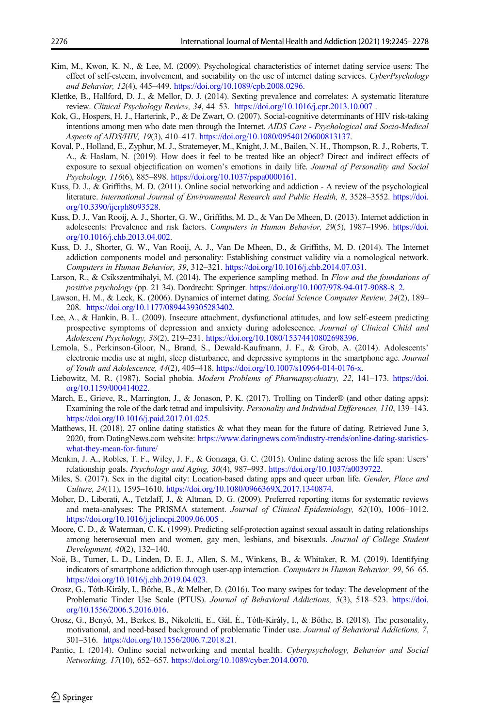Kim, M., Kwon, K. N., & Lee, M. (2009). Psychological characteristics of internet dating service users: The effect of self-esteem, involvement, and sociability on the use of internet dating services. *CyberPsychology and Behavior, 12*(4), 445–449. https://doi.org/10.1089/cpb.2008.0296.

Klettke, B., Hallford, D. J., & Mellor, D. J. (2014). Sexting prevalence and correlates: A systematic literature review. *Clinical Psychology Review, 34*, 44–53. https://doi.org/10.1016/j.cpr.2013.10.007 .

Kok, G., Hospers, H. J., Harterink, P., & De Zwart, O. (2007). Social-cognitive determinants of HIV risk-taking intentions among men who date men through the Internet. *AIDS Care - Psychological and Socio-Medical Aspects of AIDS/HIV, 19*(3), 410–417. https://doi.org/10.1080/09540120600813137.

Koval, P., Holland, E., Zyphur, M. J., Stratemeyer, M., Knight, J. M., Bailen, N. H., Thompson, R. J., Roberts, T. A., & Haslam, N. (2019). How does it feel to be treated like an object? Direct and indirect effects of exposure to sexual objectification on women's emotions in daily life. *Journal of Personality and Social Psychology, 116*(6), 885–898. https://doi.org/10.1037/pspa0000161.

Kuss, D. J., & Griffiths, M. D. (2011). Online social networking and addiction - A review of the psychological literature. *International Journal of Environmental Research and Public Health, 8*, 3528–3552. https://doi.org/10.3390/ijerph8093528.

Kuss, D. J., Van Rooij, A. J., Shorter, G. W., Griffiths, M. D., & Van De Mheen, D. (2013). Internet addiction in adolescents: Prevalence and risk factors. *Computers in Human Behavior, 29*(5), 1987–1996. https://doi.org/10.1016/j.chb.2013.04.002.

Kuss, D. J., Shorter, G. W., Van Rooij, A. J., Van De Mheen, D., & Griffiths, M. D. (2014). The Internet addiction components model and personality: Establishing construct validity via a nomological network. *Computers in Human Behavior, 39*, 312–321. https://doi.org/10.1016/j.chb.2014.07.031.

Larson, R., & Csikszentmihalyi, M. (2014). The experience sampling method. In *Flow and the foundations of positive psychology* (pp. 21 34). Dordrecht: Springer. https://doi.org/10.1007/978-94-017-9088-8_2.

Lawson, H. M., & Leck, K. (2006). Dynamics of internet dating. *Social Science Computer Review, 24*(2), 189–208. https://doi.org/10.1177/0894439305283402.

Lee, A., & Hankin, B. L. (2009). Insecure attachment, dysfunctional attitudes, and low self-esteem predicting prospective symptoms of depression and anxiety during adolescence. *Journal of Clinical Child and Adolescent Psychology, 38*(2), 219–231. https://doi.org/10.1080/15374410802698396.

Lemola, S., Perkinson-Gloor, N., Brand, S., Dewald-Kaufmann, J. F., & Grob, A. (2014). Adolescents' electronic media use at night, sleep disturbance, and depressive symptoms in the smartphone age. *Journal of Youth and Adolescence, 44*(2), 405–418. https://doi.org/10.1007/s10964-014-0176-x.

Liebowitz, M. R. (1987). Social phobia. *Modern Problems of Pharmapsychiatry, 22*, 141–173. https://doi.org/10.1159/000414022.

March, E., Grieve, R., Marrington, J., & Jonason, P. K. (2017). Trolling on Tinder® (and other dating apps): Examining the role of the dark tetrad and impulsivity. *Personality and Individual Differences, 110*, 139–143. https://doi.org/10.1016/j.paid.2017.01.025.

Matthews, H. (2018). 27 online dating statistics & what they mean for the future of dating. Retrieved June 3, 2020, from DatingNews.com website: https://www.datingnews.com/industry-trends/online-dating-statistics-what-they-mean-for-future/

Menkin, J. A., Robles, T. F., Wiley, J. F., & Gonzaga, G. C. (2015). Online dating across the life span: Users' relationship goals. *Psychology and Aging, 30*(4), 987–993. https://doi.org/10.1037/a0039722.

Miles, S. (2017). Sex in the digital city: Location-based dating apps and queer urban life. *Gender, Place and Culture, 24*(11), 1595–1610. https://doi.org/10.1080/0966369X.2017.1340874.

Moher, D., Liberati, A., Tetzlaff, J., & Altman, D. G. (2009). Preferred reporting items for systematic reviews and meta-analyses: The PRISMA statement. *Journal of Clinical Epidemiology, 62*(10), 1006–1012. https://doi.org/10.1016/j.jclinepi.2009.06.005 .

Moore, C. D., & Waterman, C. K. (1999). Predicting self-protection against sexual assault in dating relationships among heterosexual men and women, gay men, lesbians, and bisexuals. *Journal of College Student Development, 40*(2), 132–140.

Noë, B., Turner, L. D., Linden, D. E. J., Allen, S. M., Winkens, B., & Whitaker, R. M. (2019). Identifying indicators of smartphone addiction through user-app interaction. *Computers in Human Behavior, 99*, 56–65. https://doi.org/10.1016/j.chb.2019.04.023.

Orosz, G., Tóth-Király, I., Bőthe, B., & Melher, D. (2016). Too many swipes for today: The development of the Problematic Tinder Use Scale (PTUS). *Journal of Behavioral Addictions, 5*(3), 518–523. https://doi.org/10.1556/2006.5.2016.016.

Orosz, G., Benyó, M., Berkes, B., Nikoletti, E., Gál, É., Tóth-Király, I., & Bőthe, B. (2018). The personality, motivational, and need-based background of problematic Tinder use. *Journal of Behavioral Addictions, 7*, 301–316. https://doi.org/10.1556/2006.7.2018.21.

Pantic, I. (2014). Online social networking and mental health. *Cyberpsychology, Behavior and Social Networking, 17*(10), 652–657. https://doi.org/10.1089/cyber.2014.0070.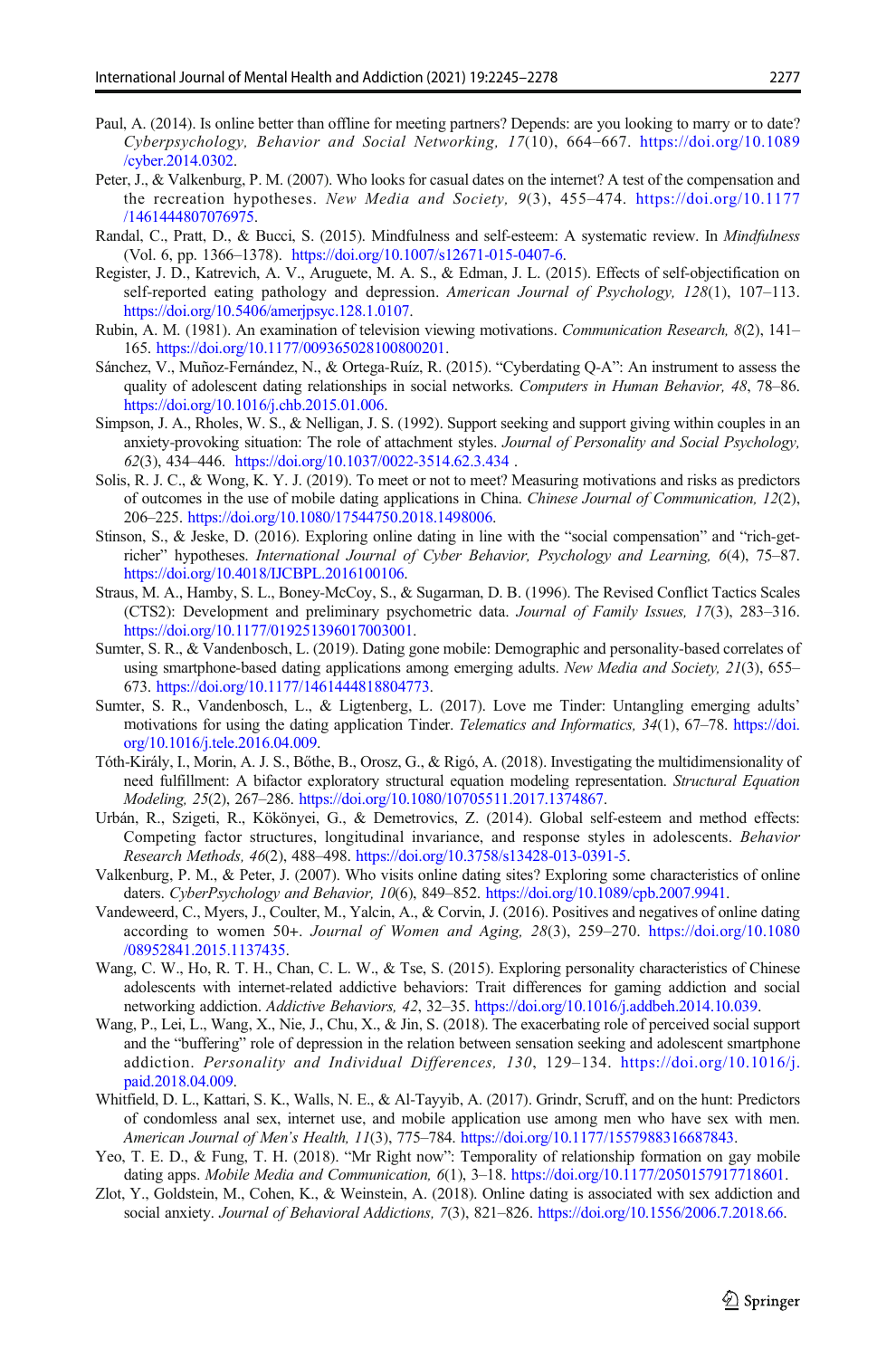Paul, A. (2014). Is online better than offline for meeting partners? Depends: are you looking to marry or to date? *Cyberpsychology, Behavior and Social Networking, 17*(10), 664–667. https://doi.org/10.1089/cyber.2014.0302.

Peter, J., & Valkenburg, P. M. (2007). Who looks for casual dates on the internet? A test of the compensation and the recreation hypotheses. *New Media and Society, 9*(3), 455–474. https://doi.org/10.1177/1461444807076975.

Randal, C., Pratt, D., & Bucci, S. (2015). Mindfulness and self-esteem: A systematic review. In *Mindfulness* (Vol. 6, pp. 1366–1378). https://doi.org/10.1007/s12671-015-0407-6.

Register, J. D., Katrevich, A. V., Aruguete, M. A. S., & Edman, J. L. (2015). Effects of self-objectification on self-reported eating pathology and depression. *American Journal of Psychology, 128*(1), 107–113. https://doi.org/10.5406/amerjpsyc.128.1.0107.

Rubin, A. M. (1981). An examination of television viewing motivations. *Communication Research, 8*(2), 141–165. https://doi.org/10.1177/009365028100800201.

Sánchez, V., Muñoz-Fernández, N., & Ortega-Ruíz, R. (2015). "Cyberdating Q-A": An instrument to assess the quality of adolescent dating relationships in social networks. *Computers in Human Behavior, 48*, 78–86. https://doi.org/10.1016/j.chb.2015.01.006.

Simpson, J. A., Rholes, W. S., & Nelligan, J. S. (1992). Support seeking and support giving within couples in an anxiety-provoking situation: The role of attachment styles. *Journal of Personality and Social Psychology, 62*(3), 434–446. https://doi.org/10.1037/0022-3514.62.3.434 .

Solis, R. J. C., & Wong, K. Y. J. (2019). To meet or not to meet? Measuring motivations and risks as predictors of outcomes in the use of mobile dating applications in China. *Chinese Journal of Communication, 12*(2), 206–225. https://doi.org/10.1080/17544750.2018.1498006.

Stinson, S., & Jeske, D. (2016). Exploring online dating in line with the "social compensation" and "rich-get-richer" hypotheses. *International Journal of Cyber Behavior, Psychology and Learning, 6*(4), 75–87. https://doi.org/10.4018/IJCBPL.2016100106.

Straus, M. A., Hamby, S. L., Boney-McCoy, S., & Sugarman, D. B. (1996). The Revised Conflict Tactics Scales (CTS2): Development and preliminary psychometric data. *Journal of Family Issues, 17*(3), 283–316. https://doi.org/10.1177/019251396017003001.

Sumter, S. R., & Vandenbosch, L. (2019). Dating gone mobile: Demographic and personality-based correlates of using smartphone-based dating applications among emerging adults. *New Media and Society, 21*(3), 655–673. https://doi.org/10.1177/1461444818804773.

Sumter, S. R., Vandenbosch, L., & Ligtenberg, L. (2017). Love me Tinder: Untangling emerging adults' motivations for using the dating application Tinder. *Telematics and Informatics, 34*(1), 67–78. https://doi.org/10.1016/j.tele.2016.04.009.

Tóth-Király, I., Morin, A. J. S., Bőthe, B., Orosz, G., & Rigó, A. (2018). Investigating the multidimensionality of need fulfillment: A bifactor exploratory structural equation modeling representation. *Structural Equation Modeling, 25*(2), 267–286. https://doi.org/10.1080/10705511.2017.1374867.

Urbán, R., Szigeti, R., Kökönyei, G., & Demetrovics, Z. (2014). Global self-esteem and method effects: Competing factor structures, longitudinal invariance, and response styles in adolescents. *Behavior Research Methods, 46*(2), 488–498. https://doi.org/10.3758/s13428-013-0391-5.

Valkenburg, P. M., & Peter, J. (2007). Who visits online dating sites? Exploring some characteristics of online daters. *CyberPsychology and Behavior, 10*(6), 849–852. https://doi.org/10.1089/cpb.2007.9941.

Vandeweerd, C., Myers, J., Coulter, M., Yalcin, A., & Corvin, J. (2016). Positives and negatives of online dating according to women 50+. *Journal of Women and Aging, 28*(3), 259–270. https://doi.org/10.1080/08952841.2015.1137435.

Wang, C. W., Ho, R. T. H., Chan, C. L. W., & Tse, S. (2015). Exploring personality characteristics of Chinese adolescents with internet-related addictive behaviors: Trait differences for gaming addiction and social networking addiction. *Addictive Behaviors, 42*, 32–35. https://doi.org/10.1016/j.addbeh.2014.10.039.

Wang, P., Lei, L., Wang, X., Nie, J., Chu, X., & Jin, S. (2018). The exacerbating role of perceived social support and the "buffering" role of depression in the relation between sensation seeking and adolescent smartphone addiction. *Personality and Individual Differences, 130*, 129–134. https://doi.org/10.1016/j.paid.2018.04.009.

Whitfield, D. L., Kattari, S. K., Walls, N. E., & Al-Tayyib, A. (2017). Grindr, Scruff, and on the hunt: Predictors of condomless anal sex, internet use, and mobile application use among men who have sex with men. *American Journal of Men's Health, 11*(3), 775–784. https://doi.org/10.1177/1557988316687843.

Yeo, T. E. D., & Fung, T. H. (2018). "Mr Right now": Temporality of relationship formation on gay mobile dating apps. *Mobile Media and Communication, 6*(1), 3–18. https://doi.org/10.1177/2050157917718601.

Zlot, Y., Goldstein, M., Cohen, K., & Weinstein, A. (2018). Online dating is associated with sex addiction and social anxiety. *Journal of Behavioral Addictions, 7*(3), 821–826. https://doi.org/10.1556/2006.7.2018.66.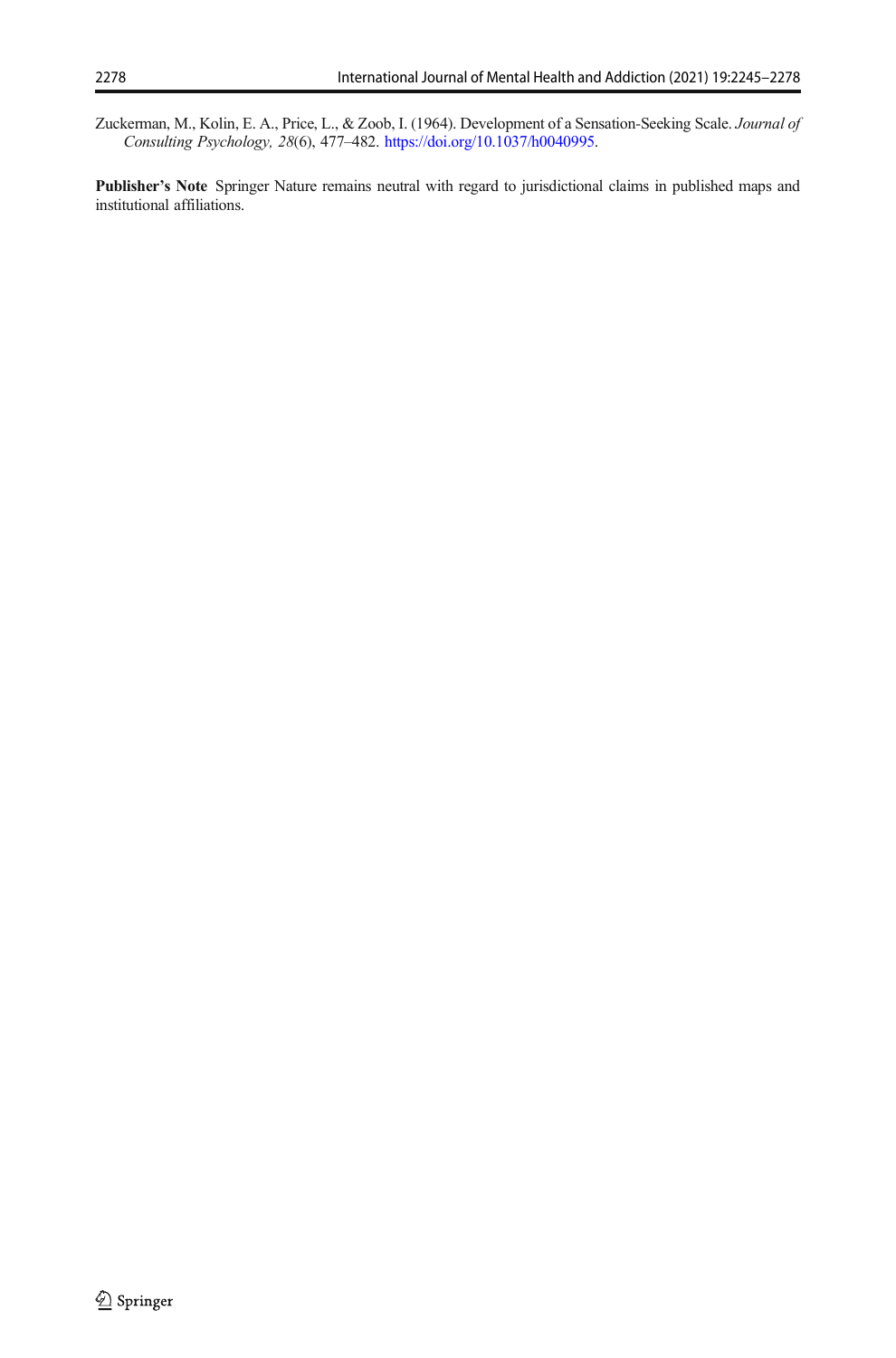Zuckerman, M., Kolin, E. A., Price, L., & Zoob, I. (1964). Development of a Sensation-Seeking Scale. *Journal of Consulting Psychology, 28*(6), 477–482. https://doi.org/10.1037/h0040995.

**Publisher's Note** Springer Nature remains neutral with regard to jurisdictional claims in published maps and institutional affiliations.